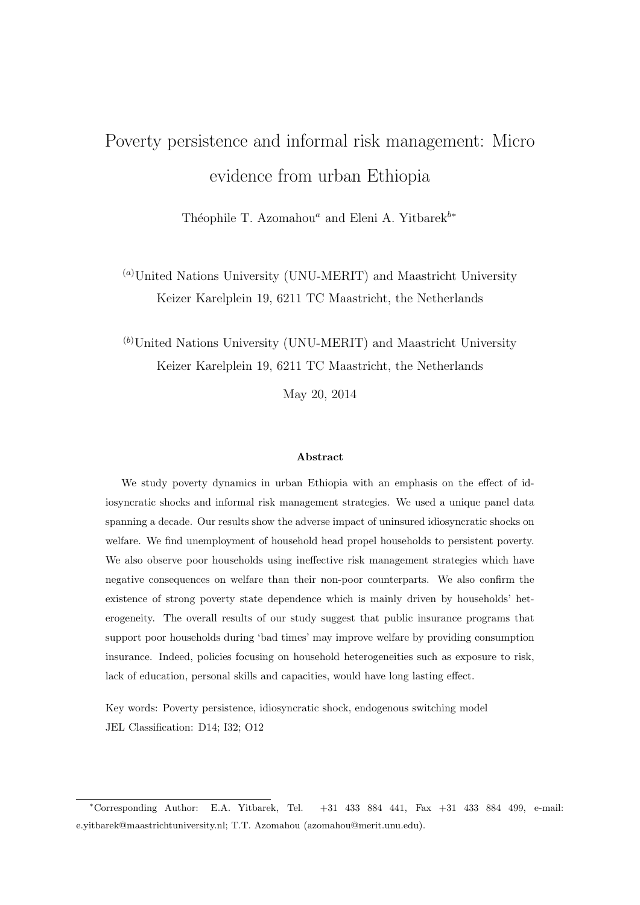# Poverty persistence and informal risk management: Micro evidence from urban Ethiopia

Théophile T. Azomahou[a] and Eleni A. Yitbarek[b*]

[(a)]United Nations University (UNU-MERIT) and Maastricht University
Keizer Karelplein 19, 6211 TC Maastricht, the Netherlands

[(b)]United Nations University (UNU-MERIT) and Maastricht University
Keizer Karelplein 19, 6211 TC Maastricht, the Netherlands

May 20, 2014

**Abstract**

We study poverty dynamics in urban Ethiopia with an emphasis on the effect of idiosyncratic shocks and informal risk management strategies. We used a unique panel data spanning a decade. Our results show the adverse impact of uninsured idiosyncratic shocks on welfare. We find unemployment of household head propel households to persistent poverty. We also observe poor households using ineffective risk management strategies which have negative consequences on welfare than their non-poor counterparts. We also confirm the existence of strong poverty state dependence which is mainly driven by households' heterogeneity. The overall results of our study suggest that public insurance programs that support poor households during 'bad times' may improve welfare by providing consumption insurance. Indeed, policies focusing on household heterogeneities such as exposure to risk, lack of education, personal skills and capacities, would have long lasting effect.

Key words: Poverty persistence, idiosyncratic shock, endogenous switching model
JEL Classification: D14; I32; O12

---

[*]Corresponding Author: E.A. Yitbarek, Tel. +31 433 884 441, Fax +31 433 884 499, e-mail: e.yitbarek@maastrichtuniversity.nl; T.T. Azomahou (azomahou@merit.unu.edu).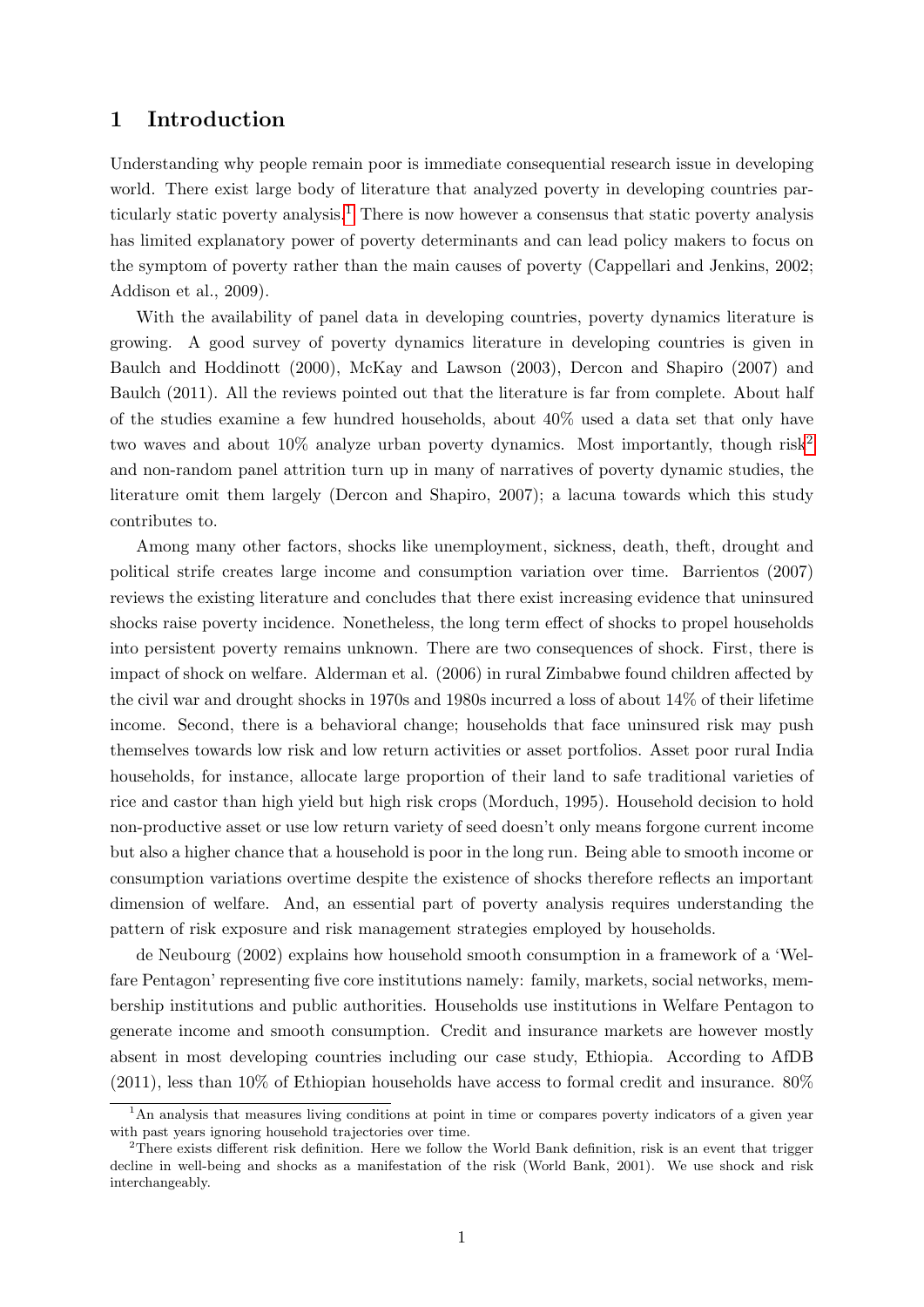# 1 Introduction

Understanding why people remain poor is immediate consequential research issue in developing world. There exist large body of literature that analyzed poverty in developing countries particularly static poverty analysis.[1] There is now however a consensus that static poverty analysis has limited explanatory power of poverty determinants and can lead policy makers to focus on the symptom of poverty rather than the main causes of poverty (Cappellari and Jenkins, 2002; Addison et al., 2009).

With the availability of panel data in developing countries, poverty dynamics literature is growing. A good survey of poverty dynamics literature in developing countries is given in Baulch and Hoddinott (2000), McKay and Lawson (2003), Dercon and Shapiro (2007) and Baulch (2011). All the reviews pointed out that the literature is far from complete. About half of the studies examine a few hundred households, about 40% used a data set that only have two waves and about 10% analyze urban poverty dynamics. Most importantly, though risk[2] and non-random panel attrition turn up in many of narratives of poverty dynamic studies, the literature omit them largely (Dercon and Shapiro, 2007); a lacuna towards which this study contributes to.

Among many other factors, shocks like unemployment, sickness, death, theft, drought and political strife creates large income and consumption variation over time. Barrientos (2007) reviews the existing literature and concludes that there exist increasing evidence that uninsured shocks raise poverty incidence. Nonetheless, the long term effect of shocks to propel households into persistent poverty remains unknown. There are two consequences of shock. First, there is impact of shock on welfare. Alderman et al. (2006) in rural Zimbabwe found children affected by the civil war and drought shocks in 1970s and 1980s incurred a loss of about 14% of their lifetime income. Second, there is a behavioral change; households that face uninsured risk may push themselves towards low risk and low return activities or asset portfolios. Asset poor rural India households, for instance, allocate large proportion of their land to safe traditional varieties of rice and castor than high yield but high risk crops (Morduch, 1995). Household decision to hold non-productive asset or use low return variety of seed doesn't only means forgone current income but also a higher chance that a household is poor in the long run. Being able to smooth income or consumption variations overtime despite the existence of shocks therefore reflects an important dimension of welfare. And, an essential part of poverty analysis requires understanding the pattern of risk exposure and risk management strategies employed by households.

de Neubourg (2002) explains how household smooth consumption in a framework of a 'Welfare Pentagon' representing five core institutions namely: family, markets, social networks, membership institutions and public authorities. Households use institutions in Welfare Pentagon to generate income and smooth consumption. Credit and insurance markets are however mostly absent in most developing countries including our case study, Ethiopia. According to AfDB (2011), less than 10% of Ethiopian households have access to formal credit and insurance. 80%

[1] An analysis that measures living conditions at point in time or compares poverty indicators of a given year with past years ignoring household trajectories over time.

[2] There exists different risk definition. Here we follow the World Bank definition, risk is an event that trigger decline in well-being and shocks as a manifestation of the risk (World Bank, 2001). We use shock and risk interchangeably.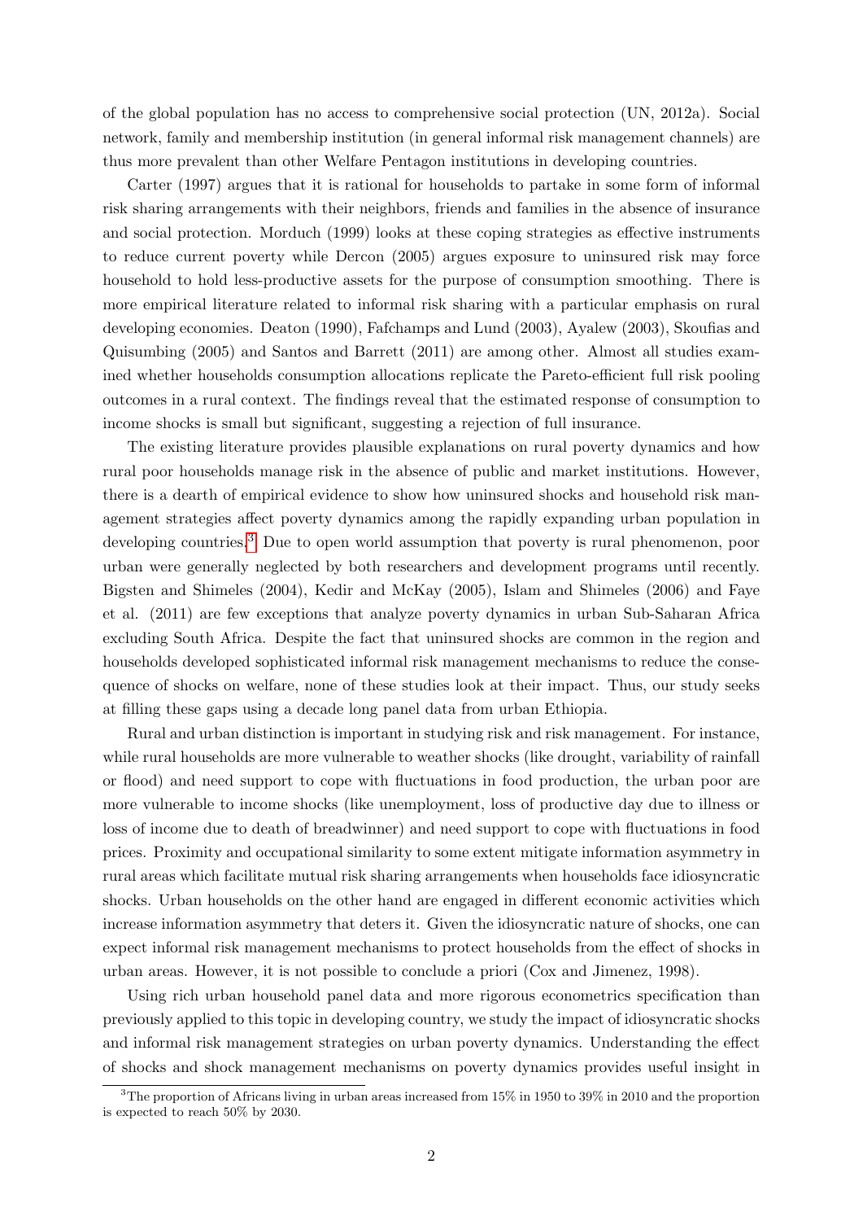of the global population has no access to comprehensive social protection (UN, 2012a). Social network, family and membership institution (in general informal risk management channels) are thus more prevalent than other Welfare Pentagon institutions in developing countries.

Carter (1997) argues that it is rational for households to partake in some form of informal risk sharing arrangements with their neighbors, friends and families in the absence of insurance and social protection. Morduch (1999) looks at these coping strategies as effective instruments to reduce current poverty while Dercon (2005) argues exposure to uninsured risk may force household to hold less-productive assets for the purpose of consumption smoothing. There is more empirical literature related to informal risk sharing with a particular emphasis on rural developing economies. Deaton (1990), Fafchamps and Lund (2003), Ayalew (2003), Skoufias and Quisumbing (2005) and Santos and Barrett (2011) are among other. Almost all studies examined whether households consumption allocations replicate the Pareto-efficient full risk pooling outcomes in a rural context. The findings reveal that the estimated response of consumption to income shocks is small but significant, suggesting a rejection of full insurance.

The existing literature provides plausible explanations on rural poverty dynamics and how rural poor households manage risk in the absence of public and market institutions. However, there is a dearth of empirical evidence to show how uninsured shocks and household risk management strategies affect poverty dynamics among the rapidly expanding urban population in developing countries.[3] Due to open world assumption that poverty is rural phenomenon, poor urban were generally neglected by both researchers and development programs until recently. Bigsten and Shimeles (2004), Kedir and McKay (2005), Islam and Shimeles (2006) and Faye et al. (2011) are few exceptions that analyze poverty dynamics in urban Sub-Saharan Africa excluding South Africa. Despite the fact that uninsured shocks are common in the region and households developed sophisticated informal risk management mechanisms to reduce the consequence of shocks on welfare, none of these studies look at their impact. Thus, our study seeks at filling these gaps using a decade long panel data from urban Ethiopia.

Rural and urban distinction is important in studying risk and risk management. For instance, while rural households are more vulnerable to weather shocks (like drought, variability of rainfall or flood) and need support to cope with fluctuations in food production, the urban poor are more vulnerable to income shocks (like unemployment, loss of productive day due to illness or loss of income due to death of breadwinner) and need support to cope with fluctuations in food prices. Proximity and occupational similarity to some extent mitigate information asymmetry in rural areas which facilitate mutual risk sharing arrangements when households face idiosyncratic shocks. Urban households on the other hand are engaged in different economic activities which increase information asymmetry that deters it. Given the idiosyncratic nature of shocks, one can expect informal risk management mechanisms to protect households from the effect of shocks in urban areas. However, it is not possible to conclude a priori (Cox and Jimenez, 1998).

Using rich urban household panel data and more rigorous econometrics specification than previously applied to this topic in developing country, we study the impact of idiosyncratic shocks and informal risk management strategies on urban poverty dynamics. Understanding the effect of shocks and shock management mechanisms on poverty dynamics provides useful insight in

[3] The proportion of Africans living in urban areas increased from 15% in 1950 to 39% in 2010 and the proportion is expected to reach 50% by 2030.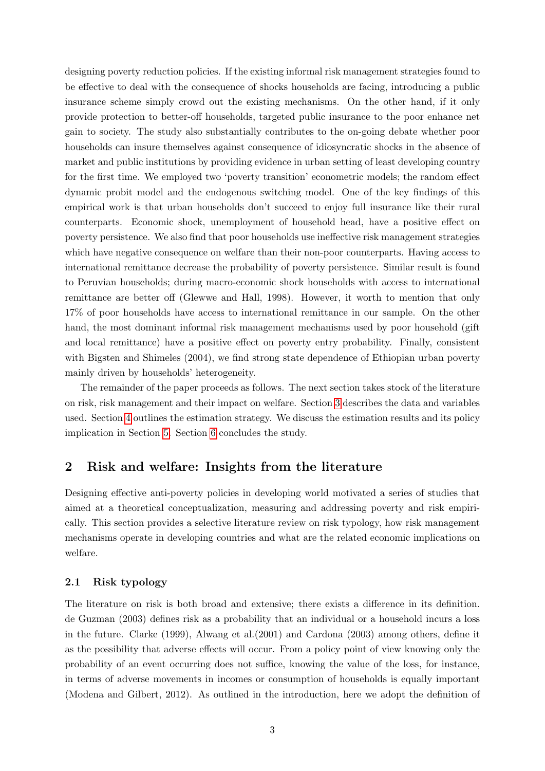designing poverty reduction policies. If the existing informal risk management strategies found to be effective to deal with the consequence of shocks households are facing, introducing a public insurance scheme simply crowd out the existing mechanisms. On the other hand, if it only provide protection to better-off households, targeted public insurance to the poor enhance net gain to society. The study also substantially contributes to the on-going debate whether poor households can insure themselves against consequence of idiosyncratic shocks in the absence of market and public institutions by providing evidence in urban setting of least developing country for the first time. We employed two 'poverty transition' econometric models; the random effect dynamic probit model and the endogenous switching model. One of the key findings of this empirical work is that urban households don't succeed to enjoy full insurance like their rural counterparts. Economic shock, unemployment of household head, have a positive effect on poverty persistence. We also find that poor households use ineffective risk management strategies which have negative consequence on welfare than their non-poor counterparts. Having access to international remittance decrease the probability of poverty persistence. Similar result is found to Peruvian households; during macro-economic shock households with access to international remittance are better off (Glewwe and Hall, 1998). However, it worth to mention that only 17% of poor households have access to international remittance in our sample. On the other hand, the most dominant informal risk management mechanisms used by poor household (gift and local remittance) have a positive effect on poverty entry probability. Finally, consistent with Bigsten and Shimeles (2004), we find strong state dependence of Ethiopian urban poverty mainly driven by households' heterogeneity.

The remainder of the paper proceeds as follows. The next section takes stock of the literature on risk, risk management and their impact on welfare. Section 3 describes the data and variables used. Section 4 outlines the estimation strategy. We discuss the estimation results and its policy implication in Section 5. Section 6 concludes the study.

## 2 Risk and welfare: Insights from the literature

Designing effective anti-poverty policies in developing world motivated a series of studies that aimed at a theoretical conceptualization, measuring and addressing poverty and risk empirically. This section provides a selective literature review on risk typology, how risk management mechanisms operate in developing countries and what are the related economic implications on welfare.

### 2.1 Risk typology

The literature on risk is both broad and extensive; there exists a difference in its definition. de Guzman (2003) defines risk as a probability that an individual or a household incurs a loss in the future. Clarke (1999), Alwang et al.(2001) and Cardona (2003) among others, define it as the possibility that adverse effects will occur. From a policy point of view knowing only the probability of an event occurring does not suffice, knowing the value of the loss, for instance, in terms of adverse movements in incomes or consumption of households is equally important (Modena and Gilbert, 2012). As outlined in the introduction, here we adopt the definition of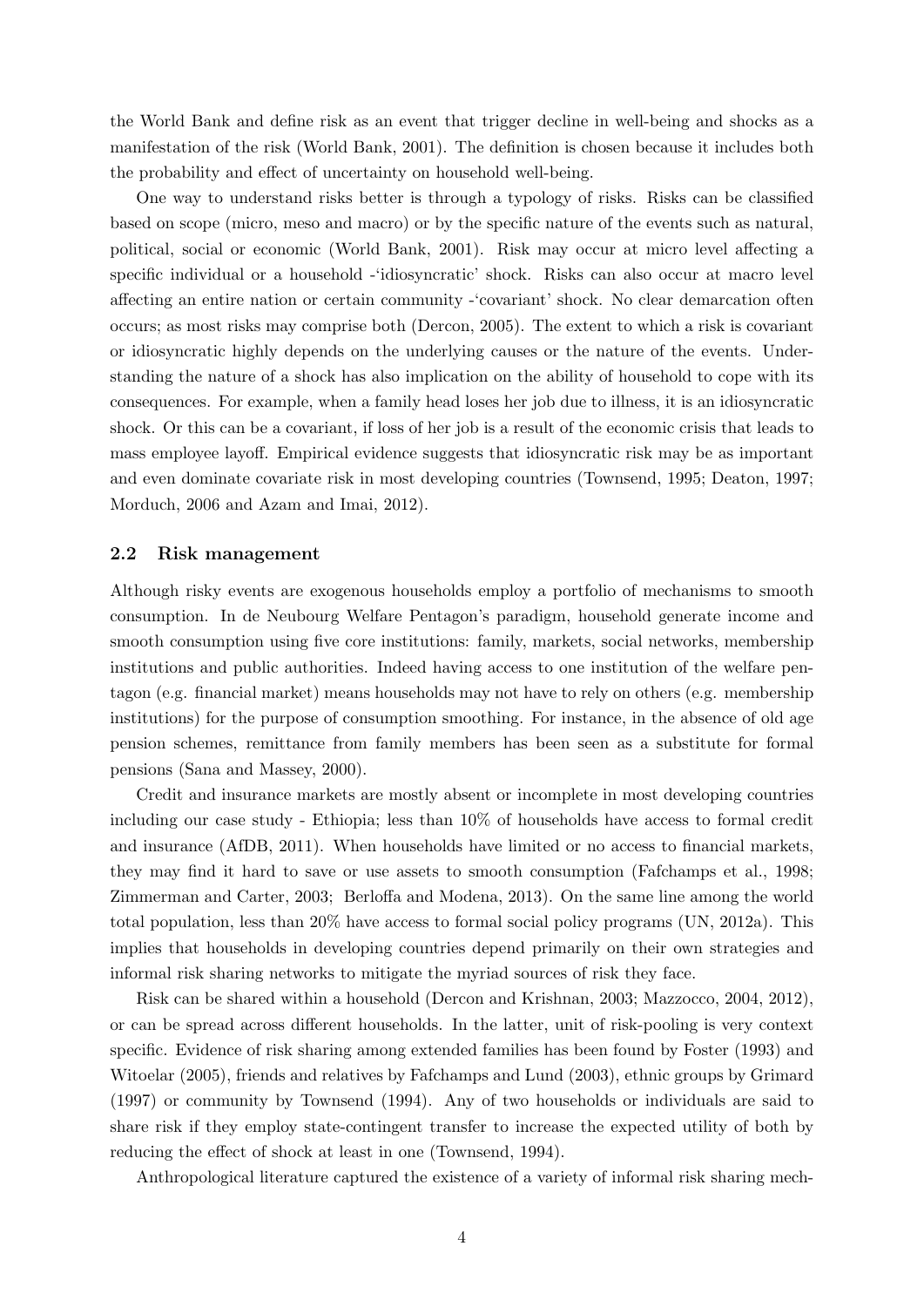the World Bank and define risk as an event that trigger decline in well-being and shocks as a manifestation of the risk (World Bank, 2001). The definition is chosen because it includes both the probability and effect of uncertainty on household well-being.

One way to understand risks better is through a typology of risks. Risks can be classified based on scope (micro, meso and macro) or by the specific nature of the events such as natural, political, social or economic (World Bank, 2001). Risk may occur at micro level affecting a specific individual or a household -'idiosyncratic' shock. Risks can also occur at macro level affecting an entire nation or certain community -'covariant' shock. No clear demarcation often occurs; as most risks may comprise both (Dercon, 2005). The extent to which a risk is covariant or idiosyncratic highly depends on the underlying causes or the nature of the events. Understanding the nature of a shock has also implication on the ability of household to cope with its consequences. For example, when a family head loses her job due to illness, it is an idiosyncratic shock. Or this can be a covariant, if loss of her job is a result of the economic crisis that leads to mass employee layoff. Empirical evidence suggests that idiosyncratic risk may be as important and even dominate covariate risk in most developing countries (Townsend, 1995; Deaton, 1997; Morduch, 2006 and Azam and Imai, 2012).

## 2.2 Risk management

Although risky events are exogenous households employ a portfolio of mechanisms to smooth consumption. In de Neubourg Welfare Pentagon's paradigm, household generate income and smooth consumption using five core institutions: family, markets, social networks, membership institutions and public authorities. Indeed having access to one institution of the welfare pentagon (e.g. financial market) means households may not have to rely on others (e.g. membership institutions) for the purpose of consumption smoothing. For instance, in the absence of old age pension schemes, remittance from family members has been seen as a substitute for formal pensions (Sana and Massey, 2000).

Credit and insurance markets are mostly absent or incomplete in most developing countries including our case study - Ethiopia; less than 10% of households have access to formal credit and insurance (AfDB, 2011). When households have limited or no access to financial markets, they may find it hard to save or use assets to smooth consumption (Fafchamps et al., 1998; Zimmerman and Carter, 2003; Berloffa and Modena, 2013). On the same line among the world total population, less than 20% have access to formal social policy programs (UN, 2012a). This implies that households in developing countries depend primarily on their own strategies and informal risk sharing networks to mitigate the myriad sources of risk they face.

Risk can be shared within a household (Dercon and Krishnan, 2003; Mazzocco, 2004, 2012), or can be spread across different households. In the latter, unit of risk-pooling is very context specific. Evidence of risk sharing among extended families has been found by Foster (1993) and Witoelar (2005), friends and relatives by Fafchamps and Lund (2003), ethnic groups by Grimard (1997) or community by Townsend (1994). Any of two households or individuals are said to share risk if they employ state-contingent transfer to increase the expected utility of both by reducing the effect of shock at least in one (Townsend, 1994).

Anthropological literature captured the existence of a variety of informal risk sharing mech-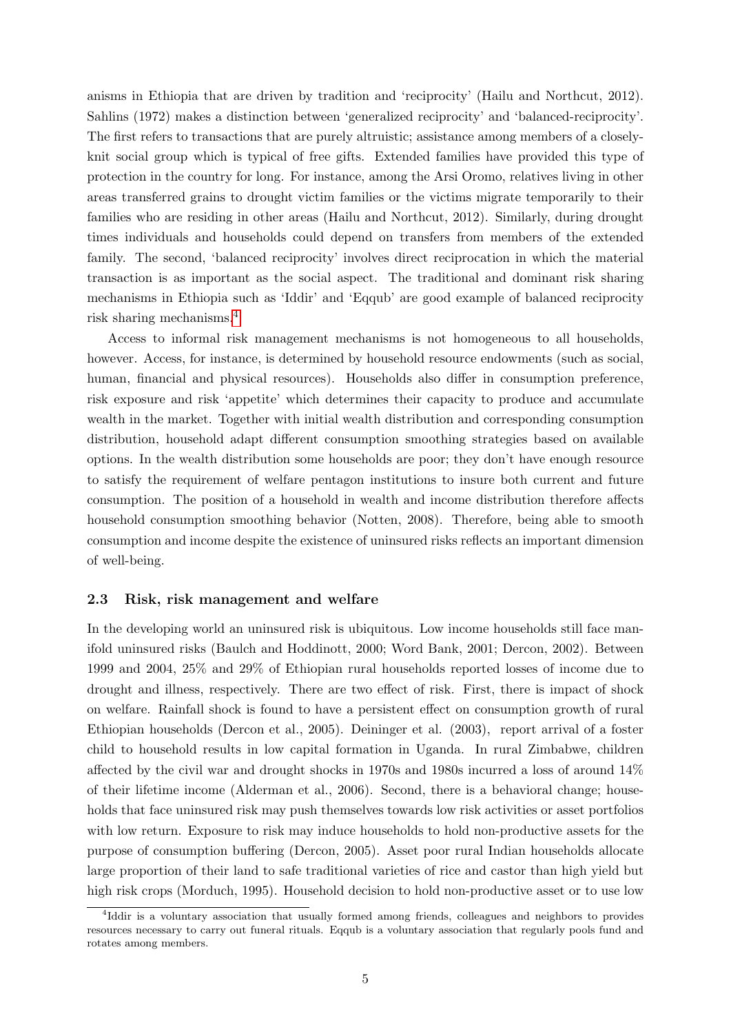anisms in Ethiopia that are driven by tradition and 'reciprocity' (Hailu and Northcut, 2012). Sahlins (1972) makes a distinction between 'generalized reciprocity' and 'balanced-reciprocity'. The first refers to transactions that are purely altruistic; assistance among members of a closely-knit social group which is typical of free gifts. Extended families have provided this type of protection in the country for long. For instance, among the Arsi Oromo, relatives living in other areas transferred grains to drought victim families or the victims migrate temporarily to their families who are residing in other areas (Hailu and Northcut, 2012). Similarly, during drought times individuals and households could depend on transfers from members of the extended family. The second, 'balanced reciprocity' involves direct reciprocation in which the material transaction is as important as the social aspect. The traditional and dominant risk sharing mechanisms in Ethiopia such as 'Iddir' and 'Eqqub' are good example of balanced reciprocity risk sharing mechanisms.[4]

Access to informal risk management mechanisms is not homogeneous to all households, however. Access, for instance, is determined by household resource endowments (such as social, human, financial and physical resources). Households also differ in consumption preference, risk exposure and risk 'appetite' which determines their capacity to produce and accumulate wealth in the market. Together with initial wealth distribution and corresponding consumption distribution, household adapt different consumption smoothing strategies based on available options. In the wealth distribution some households are poor; they don't have enough resource to satisfy the requirement of welfare pentagon institutions to insure both current and future consumption. The position of a household in wealth and income distribution therefore affects household consumption smoothing behavior (Notten, 2008). Therefore, being able to smooth consumption and income despite the existence of uninsured risks reflects an important dimension of well-being.

### 2.3 Risk, risk management and welfare

In the developing world an uninsured risk is ubiquitous. Low income households still face manifold uninsured risks (Baulch and Hoddinott, 2000; Word Bank, 2001; Dercon, 2002). Between 1999 and 2004, 25% and 29% of Ethiopian rural households reported losses of income due to drought and illness, respectively. There are two effect of risk. First, there is impact of shock on welfare. Rainfall shock is found to have a persistent effect on consumption growth of rural Ethiopian households (Dercon et al., 2005). Deininger et al. (2003), report arrival of a foster child to household results in low capital formation in Uganda. In rural Zimbabwe, children affected by the civil war and drought shocks in 1970s and 1980s incurred a loss of around 14% of their lifetime income (Alderman et al., 2006). Second, there is a behavioral change; households that face uninsured risk may push themselves towards low risk activities or asset portfolios with low return. Exposure to risk may induce households to hold non-productive assets for the purpose of consumption buffering (Dercon, 2005). Asset poor rural Indian households allocate large proportion of their land to safe traditional varieties of rice and castor than high yield but high risk crops (Morduch, 1995). Household decision to hold non-productive asset or to use low

[4] Iddir is a voluntary association that usually formed among friends, colleagues and neighbors to provides resources necessary to carry out funeral rituals. Eqqub is a voluntary association that regularly pools fund and rotates among members.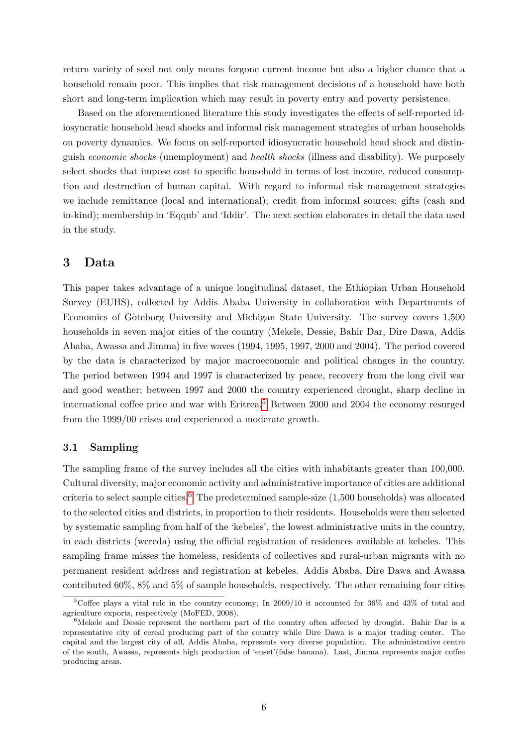return variety of seed not only means forgone current income but also a higher chance that a household remain poor. This implies that risk management decisions of a household have both short and long-term implication which may result in poverty entry and poverty persistence.

Based on the aforementioned literature this study investigates the effects of self-reported idiosyncratic household head shocks and informal risk management strategies of urban households on poverty dynamics. We focus on self-reported idiosyncratic household head shock and distinguish *economic shocks* (unemployment) and *health shocks* (illness and disability). We purposely select shocks that impose cost to specific household in terms of lost income, reduced consumption and destruction of human capital. With regard to informal risk management strategies we include remittance (local and international); credit from informal sources; gifts (cash and in-kind); membership in 'Eqqub' and 'Iddir'. The next section elaborates in detail the data used in the study.

## 3 Data

This paper takes advantage of a unique longitudinal dataset, the Ethiopian Urban Household Survey (EUHS), collected by Addis Ababa University in collaboration with Departments of Economics of Gòteborg University and Michigan State University. The survey covers 1,500 households in seven major cities of the country (Mekele, Dessie, Bahir Dar, Dire Dawa, Addis Ababa, Awassa and Jimma) in five waves (1994, 1995, 1997, 2000 and 2004). The period covered by the data is characterized by major macroeconomic and political changes in the country. The period between 1994 and 1997 is characterized by peace, recovery from the long civil war and good weather; between 1997 and 2000 the country experienced drought, sharp decline in international coffee price and war with Eritrea.[5] Between 2000 and 2004 the economy resurged from the 1999/00 crises and experienced a moderate growth.

### 3.1 Sampling

The sampling frame of the survey includes all the cities with inhabitants greater than 100,000. Cultural diversity, major economic activity and administrative importance of cities are additional criteria to select sample cities.[6] The predetermined sample-size (1,500 households) was allocated to the selected cities and districts, in proportion to their residents. Households were then selected by systematic sampling from half of the 'kebeles', the lowest administrative units in the country, in each districts (wereda) using the official registration of residences available at kebeles. This sampling frame misses the homeless, residents of collectives and rural-urban migrants with no permanent resident address and registration at kebeles. Addis Ababa, Dire Dawa and Awassa contributed 60%, 8% and 5% of sample households, respectively. The other remaining four cities

[5] Coffee plays a vital role in the country economy; In 2009/10 it accounted for 36% and 43% of total and agriculture exports, respectively (MoFED, 2008).

[6] Mekele and Dessie represent the northern part of the country often affected by drought. Bahir Dar is a representative city of cereal producing part of the country while Dire Dawa is a major trading center. The capital and the largest city of all, Addis Ababa, represents very diverse population. The administrative centre of the south, Awassa, represents high production of 'enset'(false banana). Last, Jimma represents major coffee producing areas.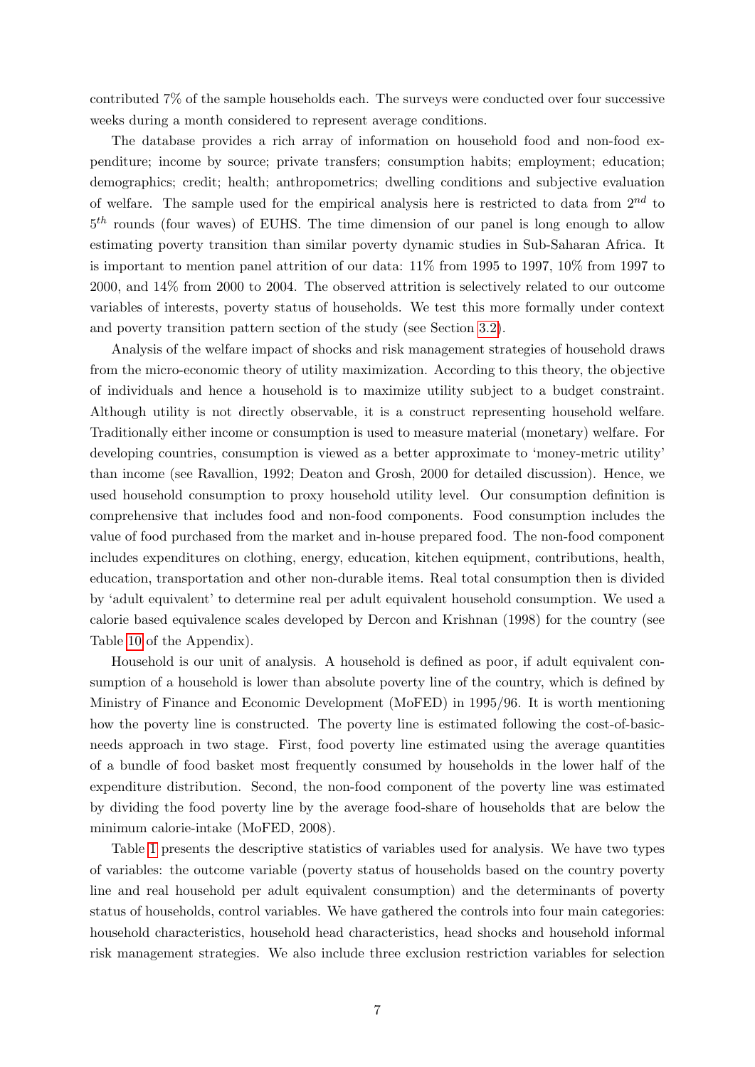contributed 7% of the sample households each. The surveys were conducted over four successive weeks during a month considered to represent average conditions.

The database provides a rich array of information on household food and non-food expenditure; income by source; private transfers; consumption habits; employment; education; demographics; credit; health; anthropometrics; dwelling conditions and subjective evaluation of welfare. The sample used for the empirical analysis here is restricted to data from $2^{nd}$ to $5^{th}$ rounds (four waves) of EUHS. The time dimension of our panel is long enough to allow estimating poverty transition than similar poverty dynamic studies in Sub-Saharan Africa. It is important to mention panel attrition of our data: 11% from 1995 to 1997, 10% from 1997 to 2000, and 14% from 2000 to 2004. The observed attrition is selectively related to our outcome variables of interests, poverty status of households. We test this more formally under context and poverty transition pattern section of the study (see Section 3.2).

Analysis of the welfare impact of shocks and risk management strategies of household draws from the micro-economic theory of utility maximization. According to this theory, the objective of individuals and hence a household is to maximize utility subject to a budget constraint. Although utility is not directly observable, it is a construct representing household welfare. Traditionally either income or consumption is used to measure material (monetary) welfare. For developing countries, consumption is viewed as a better approximate to 'money-metric utility' than income (see Ravallion, 1992; Deaton and Grosh, 2000 for detailed discussion). Hence, we used household consumption to proxy household utility level. Our consumption definition is comprehensive that includes food and non-food components. Food consumption includes the value of food purchased from the market and in-house prepared food. The non-food component includes expenditures on clothing, energy, education, kitchen equipment, contributions, health, education, transportation and other non-durable items. Real total consumption then is divided by 'adult equivalent' to determine real per adult equivalent household consumption. We used a calorie based equivalence scales developed by Dercon and Krishnan (1998) for the country (see Table 10 of the Appendix).

Household is our unit of analysis. A household is defined as poor, if adult equivalent consumption of a household is lower than absolute poverty line of the country, which is defined by Ministry of Finance and Economic Development (MoFED) in 1995/96. It is worth mentioning how the poverty line is constructed. The poverty line is estimated following the cost-of-basic-needs approach in two stage. First, food poverty line estimated using the average quantities of a bundle of food basket most frequently consumed by households in the lower half of the expenditure distribution. Second, the non-food component of the poverty line was estimated by dividing the food poverty line by the average food-share of households that are below the minimum calorie-intake (MoFED, 2008).

Table 1 presents the descriptive statistics of variables used for analysis. We have two types of variables: the outcome variable (poverty status of households based on the country poverty line and real household per adult equivalent consumption) and the determinants of poverty status of households, control variables. We have gathered the controls into four main categories: household characteristics, household head characteristics, head shocks and household informal risk management strategies. We also include three exclusion restriction variables for selection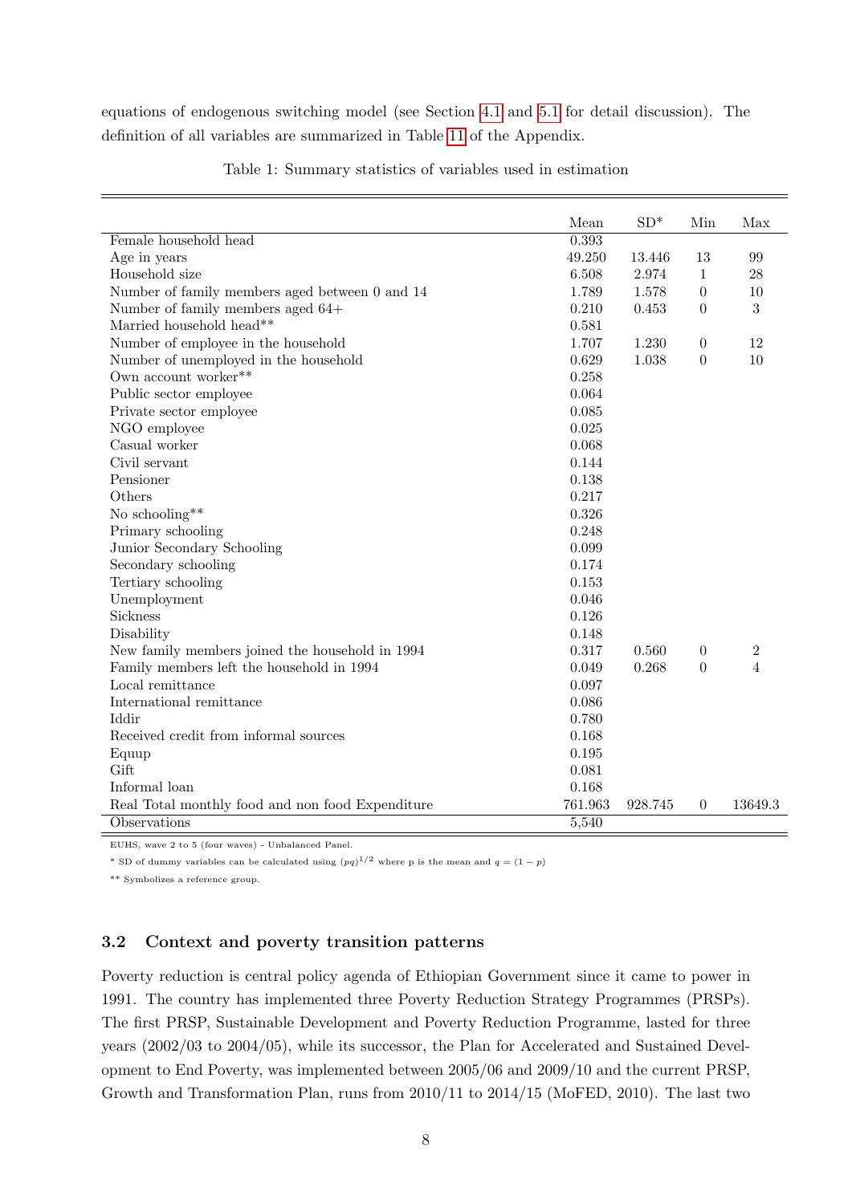equations of endogenous switching model (see Section 4.1 and 5.1 for detail discussion). The definition of all variables are summarized in Table 11 of the Appendix.

Table 1: Summary statistics of variables used in estimation

| | Mean | SD* | Min | Max |
|---|---|---|---|---|
| Female household head | 0.393 | | | |
| Age in years | 49.250 | 13.446 | 13 | 99 |
| Household size | 6.508 | 2.974 | 1 | 28 |
| Number of family members aged between 0 and 14 | 1.789 | 1.578 | 0 | 10 |
| Number of family members aged 64+ | 0.210 | 0.453 | 0 | 3 |
| Married household head** | 0.581 | | | |
| Number of employee in the household | 1.707 | 1.230 | 0 | 12 |
| Number of unemployed in the household | 0.629 | 1.038 | 0 | 10 |
| Own account worker** | 0.258 | | | |
| Public sector employee | 0.064 | | | |
| Private sector employee | 0.085 | | | |
| NGO employee | 0.025 | | | |
| Casual worker | 0.068 | | | |
| Civil servant | 0.144 | | | |
| Pensioner | 0.138 | | | |
| Others | 0.217 | | | |
| No schooling** | 0.326 | | | |
| Primary schooling | 0.248 | | | |
| Junior Secondary Schooling | 0.099 | | | |
| Secondary schooling | 0.174 | | | |
| Tertiary schooling | 0.153 | | | |
| Unemployment | 0.046 | | | |
| Sickness | 0.126 | | | |
| Disability | 0.148 | | | |
| New family members joined the household in 1994 | 0.317 | 0.560 | 0 | 2 |
| Family members left the household in 1994 | 0.049 | 0.268 | 0 | 4 |
| Local remittance | 0.097 | | | |
| International remittance | 0.086 | | | |
| Iddir | 0.780 | | | |
| Received credit from informal sources | 0.168 | | | |
| Equup | 0.195 | | | |
| Gift | 0.081 | | | |
| Informal loan | 0.168 | | | |
| Real Total monthly food and non food Expenditure | 761.963 | 928.745 | 0 | 13649.3 |
| Observations | 5,540 | | | |

EUHS, wave 2 to 5 (four waves) - Unbalanced Panel.

* SD of dummy variables can be calculated using $(pq)^{1/2}$ where p is the mean and $q = (1 - p)$

** Symbolizes a reference group.

### 3.2 Context and poverty transition patterns

Poverty reduction is central policy agenda of Ethiopian Government since it came to power in 1991. The country has implemented three Poverty Reduction Strategy Programmes (PRSPs). The first PRSP, Sustainable Development and Poverty Reduction Programme, lasted for three years (2002/03 to 2004/05), while its successor, the Plan for Accelerated and Sustained Development to End Poverty, was implemented between 2005/06 and 2009/10 and the current PRSP, Growth and Transformation Plan, runs from 2010/11 to 2014/15 (MoFED, 2010). The last two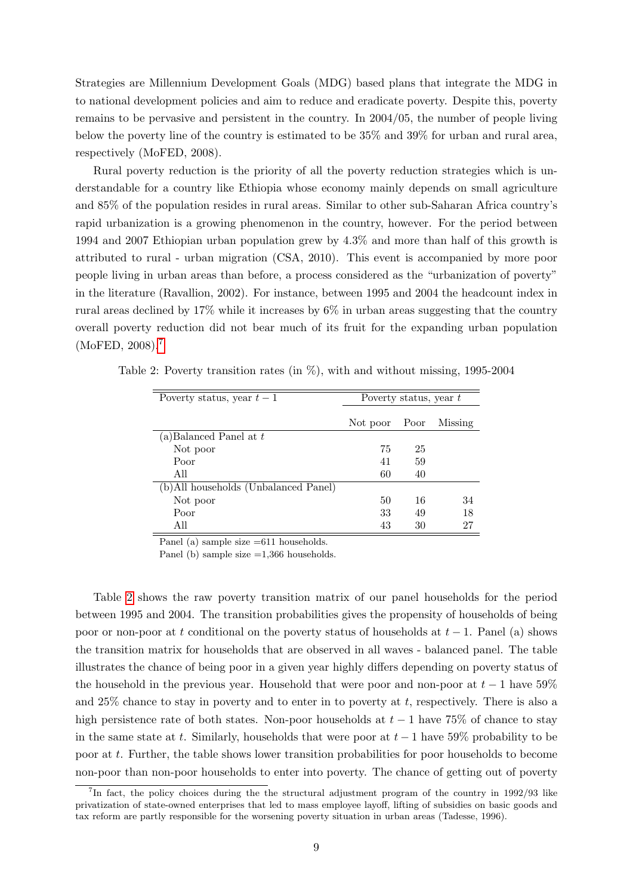Strategies are Millennium Development Goals (MDG) based plans that integrate the MDG in to national development policies and aim to reduce and eradicate poverty. Despite this, poverty remains to be pervasive and persistent in the country. In 2004/05, the number of people living below the poverty line of the country is estimated to be 35% and 39% for urban and rural area, respectively (MoFED, 2008).

Rural poverty reduction is the priority of all the poverty reduction strategies which is understandable for a country like Ethiopia whose economy mainly depends on small agriculture and 85% of the population resides in rural areas. Similar to other sub-Saharan Africa country's rapid urbanization is a growing phenomenon in the country, however. For the period between 1994 and 2007 Ethiopian urban population grew by 4.3% and more than half of this growth is attributed to rural - urban migration (CSA, 2010). This event is accompanied by more poor people living in urban areas than before, a process considered as the "urbanization of poverty" in the literature (Ravallion, 2002). For instance, between 1995 and 2004 the headcount index in rural areas declined by 17% while it increases by 6% in urban areas suggesting that the country overall poverty reduction did not bear much of its fruit for the expanding urban population (MoFED, 2008).[7]

Table 2: Poverty transition rates (in %), with and without missing, 1995-2004

| Poverty status, year $t-1$ | Poverty status, year $t$ | | |
|---|---|---|---|
| | Not poor | Poor | Missing |
| (a)Balanced Panel at $t$ | | | |
| Not poor | 75 | 25 | |
| Poor | 41 | 59 | |
| All | 60 | 40 | |
| (b)All households (Unbalanced Panel) | | | |
| Not poor | 50 | 16 | 34 |
| Poor | 33 | 49 | 18 |
| All | 43 | 30 | 27 |

Panel (a) sample size =611 households.

Panel (b) sample size =1,366 households.

Table 2 shows the raw poverty transition matrix of our panel households for the period between 1995 and 2004. The transition probabilities gives the propensity of households of being poor or non-poor at $t$ conditional on the poverty status of households at $t-1$. Panel (a) shows the transition matrix for households that are observed in all waves - balanced panel. The table illustrates the chance of being poor in a given year highly differs depending on poverty status of the household in the previous year. Household that were poor and non-poor at $t-1$ have 59% and 25% chance to stay in poverty and to enter in to poverty at $t$, respectively. There is also a high persistence rate of both states. Non-poor households at $t-1$ have 75% of chance to stay in the same state at $t$. Similarly, households that were poor at $t-1$ have 59% probability to be poor at $t$. Further, the table shows lower transition probabilities for poor households to become non-poor than non-poor households to enter into poverty. The chance of getting out of poverty

[7] In fact, the policy choices during the the structural adjustment program of the country in 1992/93 like privatization of state-owned enterprises that led to mass employee layoff, lifting of subsidies on basic goods and tax reform are partly responsible for the worsening poverty situation in urban areas (Tadesse, 1996).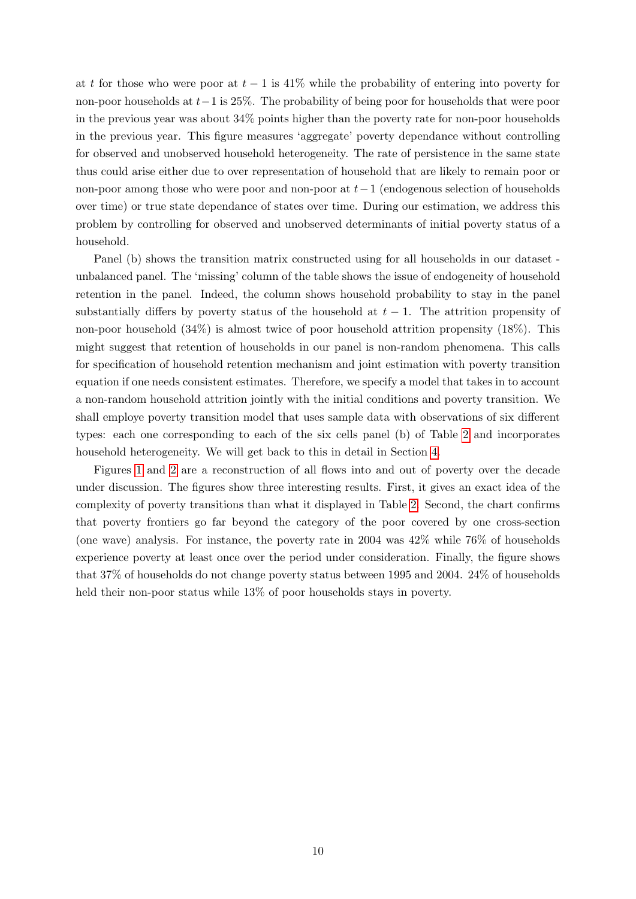at $t$ for those who were poor at $t-1$ is 41% while the probability of entering into poverty for non-poor households at $t-1$ is 25%. The probability of being poor for households that were poor in the previous year was about 34% points higher than the poverty rate for non-poor households in the previous year. This figure measures 'aggregate' poverty dependance without controlling for observed and unobserved household heterogeneity. The rate of persistence in the same state thus could arise either due to over representation of household that are likely to remain poor or non-poor among those who were poor and non-poor at $t-1$ (endogenous selection of households over time) or true state dependance of states over time. During our estimation, we address this problem by controlling for observed and unobserved determinants of initial poverty status of a household.

Panel (b) shows the transition matrix constructed using for all households in our dataset - unbalanced panel. The 'missing' column of the table shows the issue of endogeneity of household retention in the panel. Indeed, the column shows household probability to stay in the panel substantially differs by poverty status of the household at $t-1$. The attrition propensity of non-poor household (34%) is almost twice of poor household attrition propensity (18%). This might suggest that retention of households in our panel is non-random phenomena. This calls for specification of household retention mechanism and joint estimation with poverty transition equation if one needs consistent estimates. Therefore, we specify a model that takes in to account a non-random household attrition jointly with the initial conditions and poverty transition. We shall employe poverty transition model that uses sample data with observations of six different types: each one corresponding to each of the six cells panel (b) of Table 2 and incorporates household heterogeneity. We will get back to this in detail in Section 4.

Figures 1 and 2 are a reconstruction of all flows into and out of poverty over the decade under discussion. The figures show three interesting results. First, it gives an exact idea of the complexity of poverty transitions than what it displayed in Table 2. Second, the chart confirms that poverty frontiers go far beyond the category of the poor covered by one cross-section (one wave) analysis. For instance, the poverty rate in 2004 was 42% while 76% of households experience poverty at least once over the period under consideration. Finally, the figure shows that 37% of households do not change poverty status between 1995 and 2004. 24% of households held their non-poor status while 13% of poor households stays in poverty.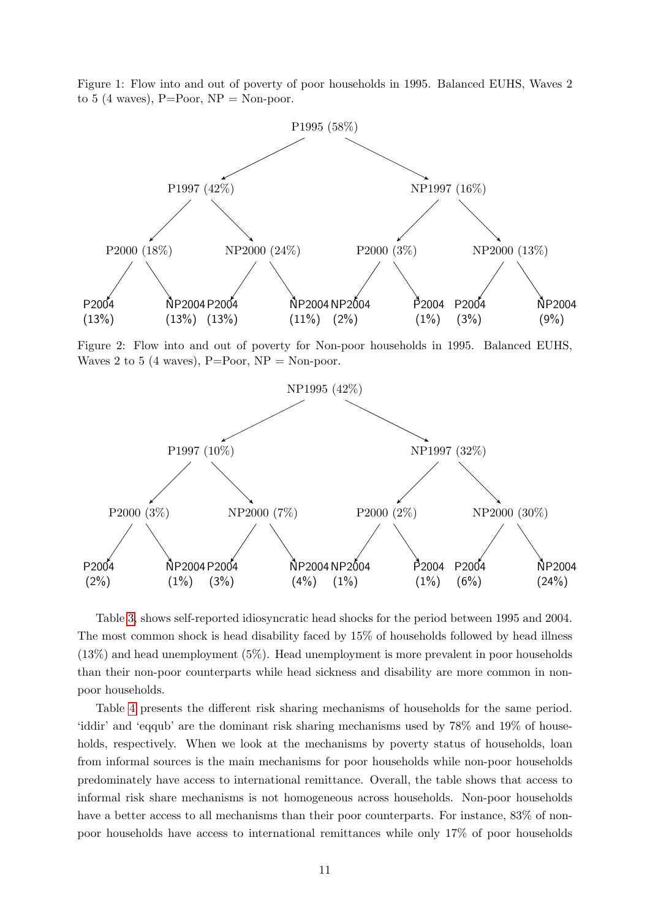Figure 1: Flow into and out of poverty of poor households in 1995. Balanced EUHS, Waves 2 to 5 (4 waves), P=Poor, NP = Non-poor.

P1995 (58%)

P1997 (42%) | NP1997 (16%)

P2000 (18%) | NP2000 (24%) | P2000 (3%) | NP2000 (13%)

P2004 (13%) | NP2004 (13%) | P2004 (13%) | NP2004 (11%) | NP2004 (2%) | P2004 (1%) | P2004 (3%) | NP2004 (9%)

Figure 2: Flow into and out of poverty for Non-poor households in 1995. Balanced EUHS, Waves 2 to 5 (4 waves), P=Poor, NP = Non-poor.

NP1995 (42%)

P1997 (10%) | NP1997 (32%)

P2000 (3%) | NP2000 (7%) | P2000 (2%) | NP2000 (30%)

P2004 (2%) | NP2004 (1%) | P2004 (3%) | NP2004 (4%) | NP2004 (1%) | P2004 (1%) | P2004 (6%) | NP2004 (24%)

Table 3, shows self-reported idiosyncratic head shocks for the period between 1995 and 2004. The most common shock is head disability faced by 15% of households followed by head illness (13%) and head unemployment (5%). Head unemployment is more prevalent in poor households than their non-poor counterparts while head sickness and disability are more common in non-poor households.

Table 4 presents the different risk sharing mechanisms of households for the same period. 'iddir' and 'eqqub' are the dominant risk sharing mechanisms used by 78% and 19% of households, respectively. When we look at the mechanisms by poverty status of households, loan from informal sources is the main mechanisms for poor households while non-poor households predominately have access to international remittance. Overall, the table shows that access to informal risk share mechanisms is not homogeneous across households. Non-poor households have a better access to all mechanisms than their poor counterparts. For instance, 83% of non-poor households have access to international remittances while only 17% of poor households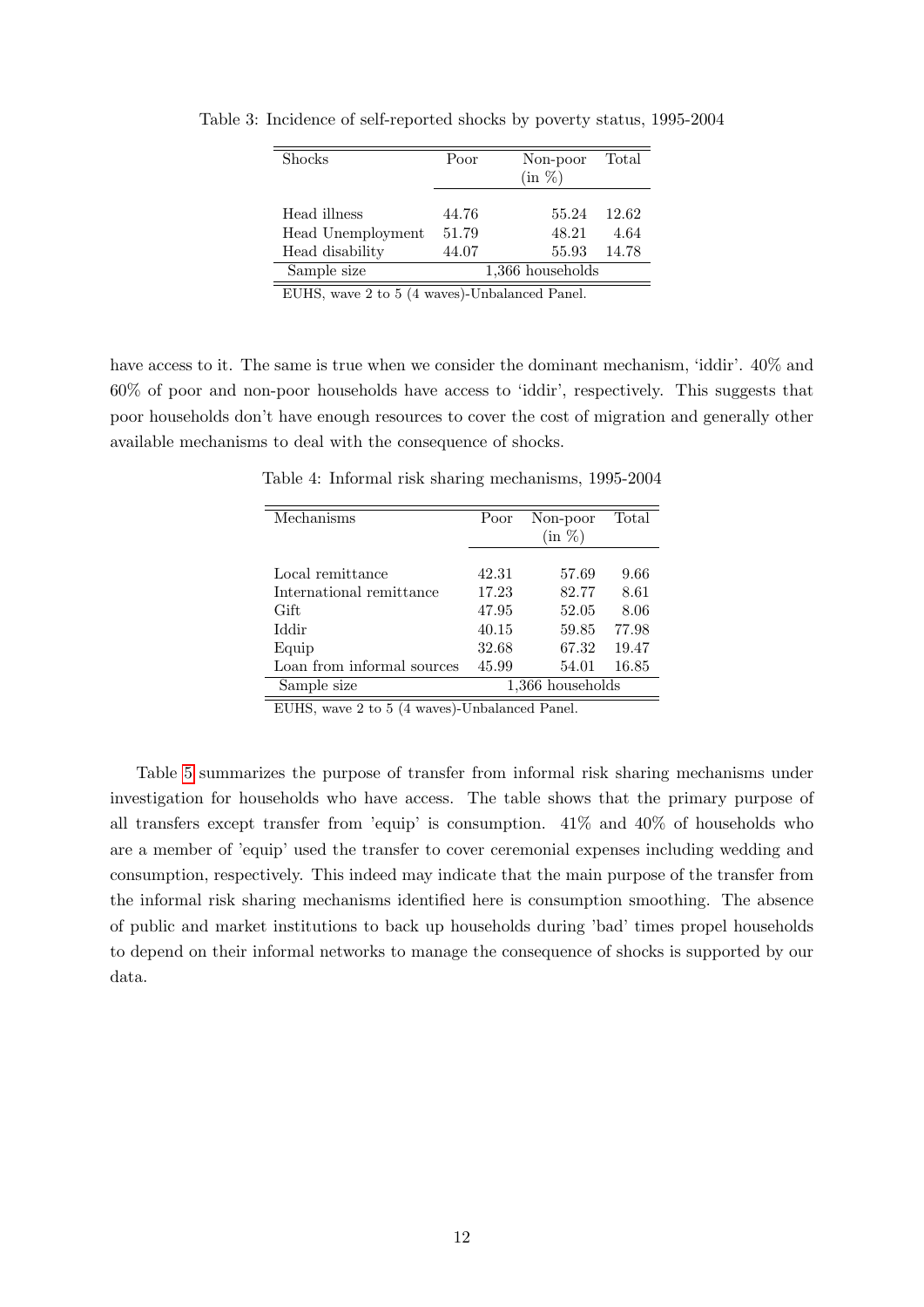Table 3: Incidence of self-reported shocks by poverty status, 1995-2004

| Shocks | Poor | Non-poor (in %) | Total |
|---|---|---|---|
| Head illness | 44.76 | 55.24 | 12.62 |
| Head Unemployment | 51.79 | 48.21 | 4.64 |
| Head disability | 44.07 | 55.93 | 14.78 |
| Sample size | 1,366 households | | |

EUHS, wave 2 to 5 (4 waves)-Unbalanced Panel.

have access to it. The same is true when we consider the dominant mechanism, 'iddir'. 40% and 60% of poor and non-poor households have access to 'iddir', respectively. This suggests that poor households don't have enough resources to cover the cost of migration and generally other available mechanisms to deal with the consequence of shocks.

Table 4: Informal risk sharing mechanisms, 1995-2004

| Mechanisms | Poor | Non-poor (in %) | Total |
|---|---|---|---|
| Local remittance | 42.31 | 57.69 | 9.66 |
| International remittance | 17.23 | 82.77 | 8.61 |
| Gift | 47.95 | 52.05 | 8.06 |
| Iddir | 40.15 | 59.85 | 77.98 |
| Equip | 32.68 | 67.32 | 19.47 |
| Loan from informal sources | 45.99 | 54.01 | 16.85 |
| Sample size | 1,366 households | | |

EUHS, wave 2 to 5 (4 waves)-Unbalanced Panel.

Table 5 summarizes the purpose of transfer from informal risk sharing mechanisms under investigation for households who have access. The table shows that the primary purpose of all transfers except transfer from 'equip' is consumption. 41% and 40% of households who are a member of 'equip' used the transfer to cover ceremonial expenses including wedding and consumption, respectively. This indeed may indicate that the main purpose of the transfer from the informal risk sharing mechanisms identified here is consumption smoothing. The absence of public and market institutions to back up households during 'bad' times propel households to depend on their informal networks to manage the consequence of shocks is supported by our data.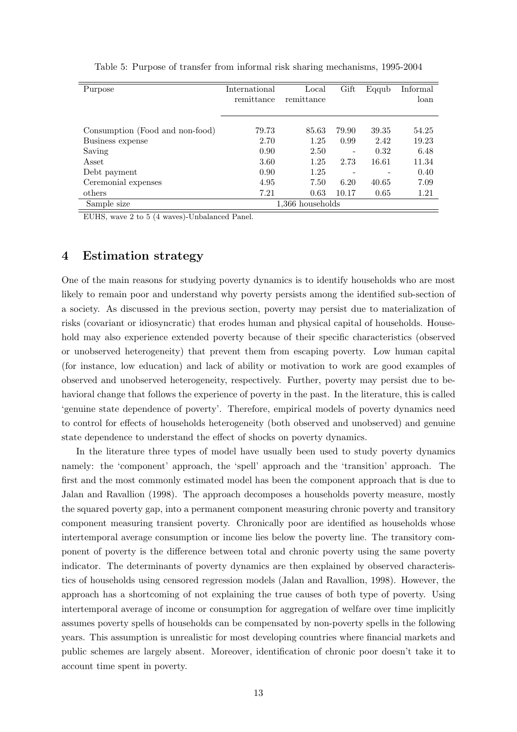Table 5: Purpose of transfer from informal risk sharing mechanisms, 1995-2004

| Purpose | International remittance | Local remittance | Gift | Eqqub | Informal loan |
|---|---|---|---|---|---|
| Consumption (Food and non-food) | 79.73 | 85.63 | 79.90 | 39.35 | 54.25 |
| Business expense | 2.70 | 1.25 | 0.99 | 2.42 | 19.23 |
| Saving | 0.90 | 2.50 | - | 0.32 | 6.48 |
| Asset | 3.60 | 1.25 | 2.73 | 16.61 | 11.34 |
| Debt payment | 0.90 | 1.25 | - | - | 0.40 |
| Ceremonial expenses | 4.95 | 7.50 | 6.20 | 40.65 | 7.09 |
| others | 7.21 | 0.63 | 10.17 | 0.65 | 1.21 |
| Sample size | 1,366 households | | | | |

EUHS, wave 2 to 5 (4 waves)-Unbalanced Panel.

## 4 Estimation strategy

One of the main reasons for studying poverty dynamics is to identify households who are most likely to remain poor and understand why poverty persists among the identified sub-section of a society. As discussed in the previous section, poverty may persist due to materialization of risks (covariant or idiosyncratic) that erodes human and physical capital of households. Household may also experience extended poverty because of their specific characteristics (observed or unobserved heterogeneity) that prevent them from escaping poverty. Low human capital (for instance, low education) and lack of ability or motivation to work are good examples of observed and unobserved heterogeneity, respectively. Further, poverty may persist due to behavioral change that follows the experience of poverty in the past. In the literature, this is called 'genuine state dependence of poverty'. Therefore, empirical models of poverty dynamics need to control for effects of households heterogeneity (both observed and unobserved) and genuine state dependence to understand the effect of shocks on poverty dynamics.

In the literature three types of model have usually been used to study poverty dynamics namely: the 'component' approach, the 'spell' approach and the 'transition' approach. The first and the most commonly estimated model has been the component approach that is due to Jalan and Ravallion (1998). The approach decomposes a households poverty measure, mostly the squared poverty gap, into a permanent component measuring chronic poverty and transitory component measuring transient poverty. Chronically poor are identified as households whose intertemporal average consumption or income lies below the poverty line. The transitory component of poverty is the difference between total and chronic poverty using the same poverty indicator. The determinants of poverty dynamics are then explained by observed characteristics of households using censored regression models (Jalan and Ravallion, 1998). However, the approach has a shortcoming of not explaining the true causes of both type of poverty. Using intertemporal average of income or consumption for aggregation of welfare over time implicitly assumes poverty spells of households can be compensated by non-poverty spells in the following years. This assumption is unrealistic for most developing countries where financial markets and public schemes are largely absent. Moreover, identification of chronic poor doesn't take it to account time spent in poverty.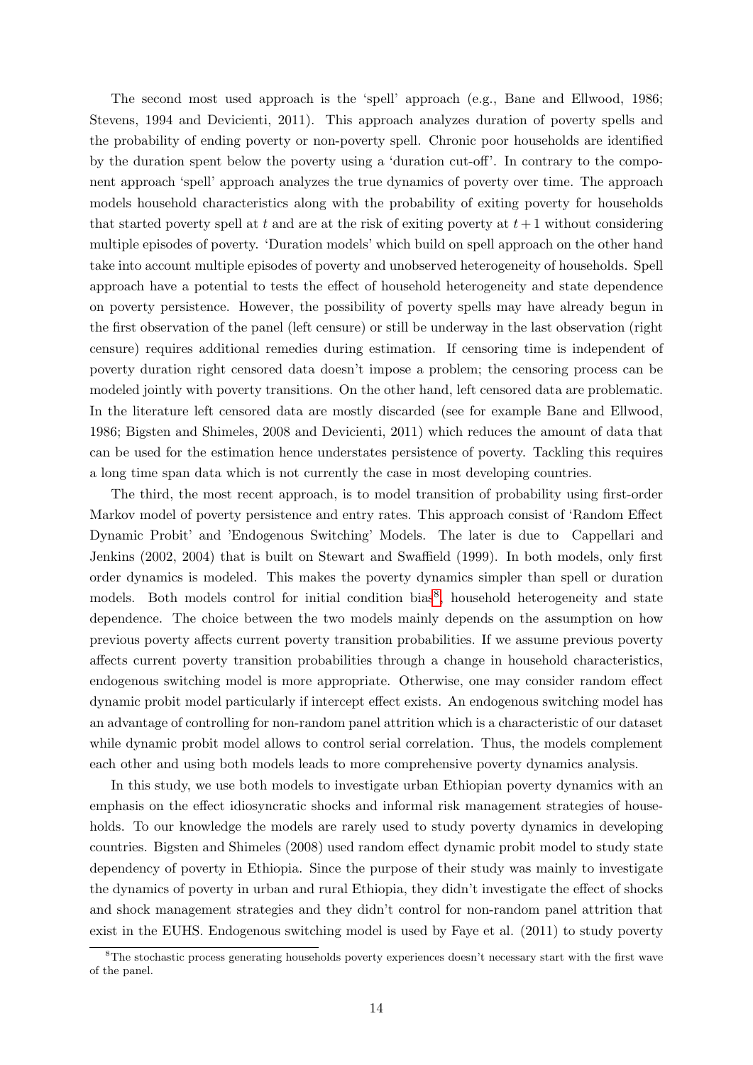The second most used approach is the 'spell' approach (e.g., Bane and Ellwood, 1986; Stevens, 1994 and Devicienti, 2011). This approach analyzes duration of poverty spells and the probability of ending poverty or non-poverty spell. Chronic poor households are identified by the duration spent below the poverty using a 'duration cut-off'. In contrary to the component approach 'spell' approach analyzes the true dynamics of poverty over time. The approach models household characteristics along with the probability of exiting poverty for households that started poverty spell at $t$ and are at the risk of exiting poverty at $t + 1$ without considering multiple episodes of poverty. 'Duration models' which build on spell approach on the other hand take into account multiple episodes of poverty and unobserved heterogeneity of households. Spell approach have a potential to tests the effect of household heterogeneity and state dependence on poverty persistence. However, the possibility of poverty spells may have already begun in the first observation of the panel (left censure) or still be underway in the last observation (right censure) requires additional remedies during estimation. If censoring time is independent of poverty duration right censored data doesn't impose a problem; the censoring process can be modeled jointly with poverty transitions. On the other hand, left censored data are problematic. In the literature left censored data are mostly discarded (see for example Bane and Ellwood, 1986; Bigsten and Shimeles, 2008 and Devicienti, 2011) which reduces the amount of data that can be used for the estimation hence understates persistence of poverty. Tackling this requires a long time span data which is not currently the case in most developing countries.

The third, the most recent approach, is to model transition of probability using first-order Markov model of poverty persistence and entry rates. This approach consist of 'Random Effect Dynamic Probit' and 'Endogenous Switching' Models. The later is due to Cappellari and Jenkins (2002, 2004) that is built on Stewart and Swaffield (1999). In both models, only first order dynamics is modeled. This makes the poverty dynamics simpler than spell or duration models. Both models control for initial condition bias[8], household heterogeneity and state dependence. The choice between the two models mainly depends on the assumption on how previous poverty affects current poverty transition probabilities. If we assume previous poverty affects current poverty transition probabilities through a change in household characteristics, endogenous switching model is more appropriate. Otherwise, one may consider random effect dynamic probit model particularly if intercept effect exists. An endogenous switching model has an advantage of controlling for non-random panel attrition which is a characteristic of our dataset while dynamic probit model allows to control serial correlation. Thus, the models complement each other and using both models leads to more comprehensive poverty dynamics analysis.

In this study, we use both models to investigate urban Ethiopian poverty dynamics with an emphasis on the effect idiosyncratic shocks and informal risk management strategies of households. To our knowledge the models are rarely used to study poverty dynamics in developing countries. Bigsten and Shimeles (2008) used random effect dynamic probit model to study state dependency of poverty in Ethiopia. Since the purpose of their study was mainly to investigate the dynamics of poverty in urban and rural Ethiopia, they didn't investigate the effect of shocks and shock management strategies and they didn't control for non-random panel attrition that exist in the EUHS. Endogenous switching model is used by Faye et al. (2011) to study poverty

[8] The stochastic process generating households poverty experiences doesn't necessary start with the first wave of the panel.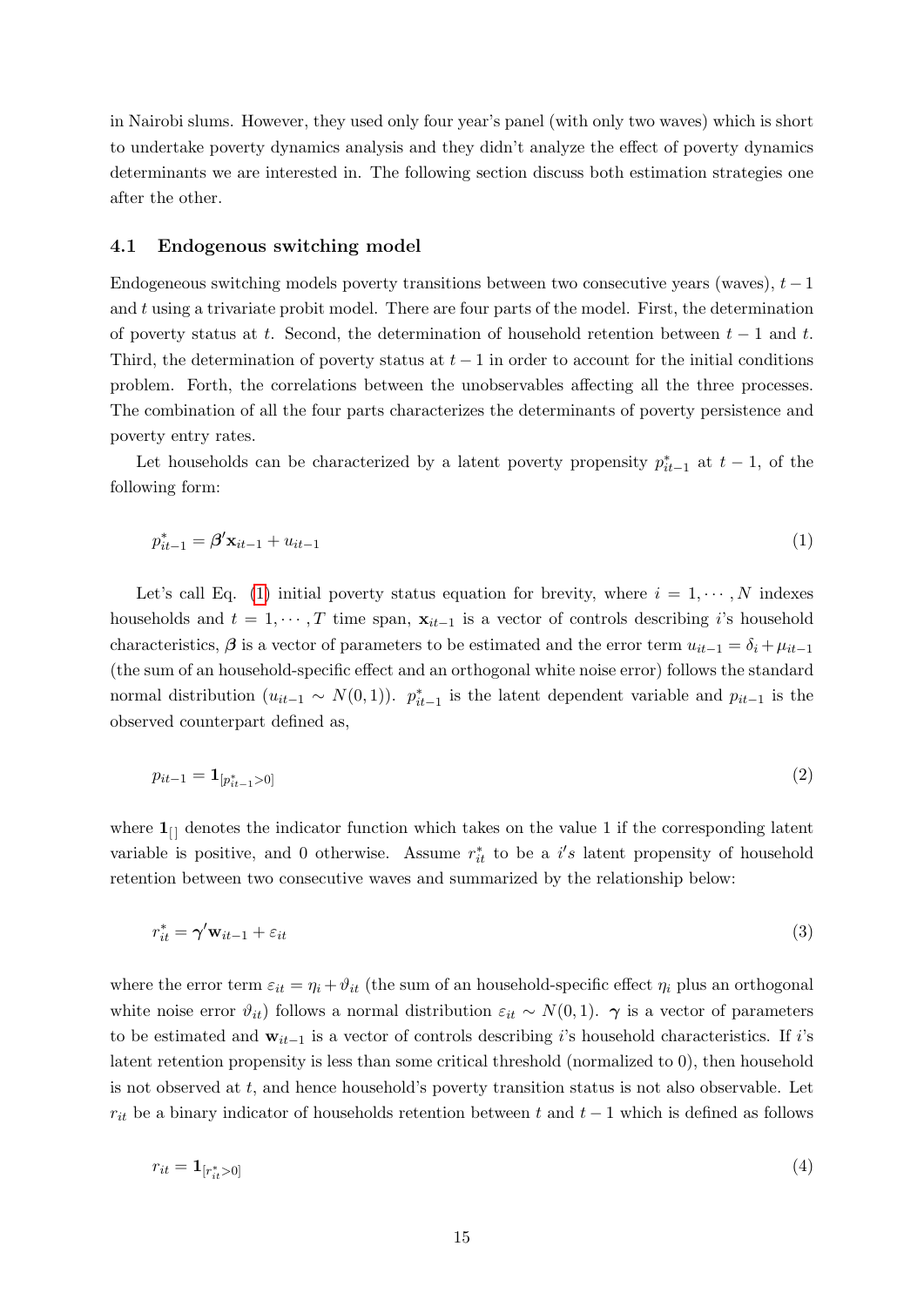in Nairobi slums. However, they used only four year's panel (with only two waves) which is short to undertake poverty dynamics analysis and they didn't analyze the effect of poverty dynamics determinants we are interested in. The following section discuss both estimation strategies one after the other.

### 4.1 Endogenous switching model

Endogeneous switching models poverty transitions between two consecutive years (waves), $t-1$ and $t$ using a trivariate probit model. There are four parts of the model. First, the determination of poverty status at $t$. Second, the determination of household retention between $t-1$ and $t$. Third, the determination of poverty status at $t-1$ in order to account for the initial conditions problem. Forth, the correlations between the unobservables affecting all the three processes. The combination of all the four parts characterizes the determinants of poverty persistence and poverty entry rates.

Let households can be characterized by a latent poverty propensity $p^*_{it-1}$ at $t-1$, of the following form:

$$p^*_{it-1} = \boldsymbol{\beta}'\mathbf{x}_{it-1} + u_{it-1} \tag{1}$$

Let's call Eq. (1) initial poverty status equation for brevity, where $i = 1, \cdots, N$ indexes households and $t = 1, \cdots, T$ time span, $\mathbf{x}_{it-1}$ is a vector of controls describing $i$'s household characteristics, $\boldsymbol{\beta}$ is a vector of parameters to be estimated and the error term $u_{it-1} = \delta_i + \mu_{it-1}$ (the sum of an household-specific effect and an orthogonal white noise error) follows the standard normal distribution ($u_{it-1} \sim N(0,1)$). $p^*_{it-1}$ is the latent dependent variable and $p_{it-1}$ is the observed counterpart defined as,

$$p_{it-1} = \mathbf{1}_{[p^*_{it-1}>0]} \tag{2}$$

where $\mathbf{1}_{[]}$ denotes the indicator function which takes on the value 1 if the corresponding latent variable is positive, and 0 otherwise. Assume $r^*_{it}$ to be a $i's$ latent propensity of household retention between two consecutive waves and summarized by the relationship below:

$$r^*_{it} = \boldsymbol{\gamma}'\mathbf{w}_{it-1} + \varepsilon_{it} \tag{3}$$

where the error term $\varepsilon_{it} = \eta_i + \vartheta_{it}$ (the sum of an household-specific effect $\eta_i$ plus an orthogonal white noise error $\vartheta_{it}$) follows a normal distribution $\varepsilon_{it} \sim N(0,1)$. $\boldsymbol{\gamma}$ is a vector of parameters to be estimated and $\mathbf{w}_{it-1}$ is a vector of controls describing $i$'s household characteristics. If $i$'s latent retention propensity is less than some critical threshold (normalized to 0), then household is not observed at $t$, and hence household's poverty transition status is not also observable. Let $r_{it}$ be a binary indicator of households retention between $t$ and $t-1$ which is defined as follows

$$r_{it} = \mathbf{1}_{[r^*_{it}>0]} \tag{4}$$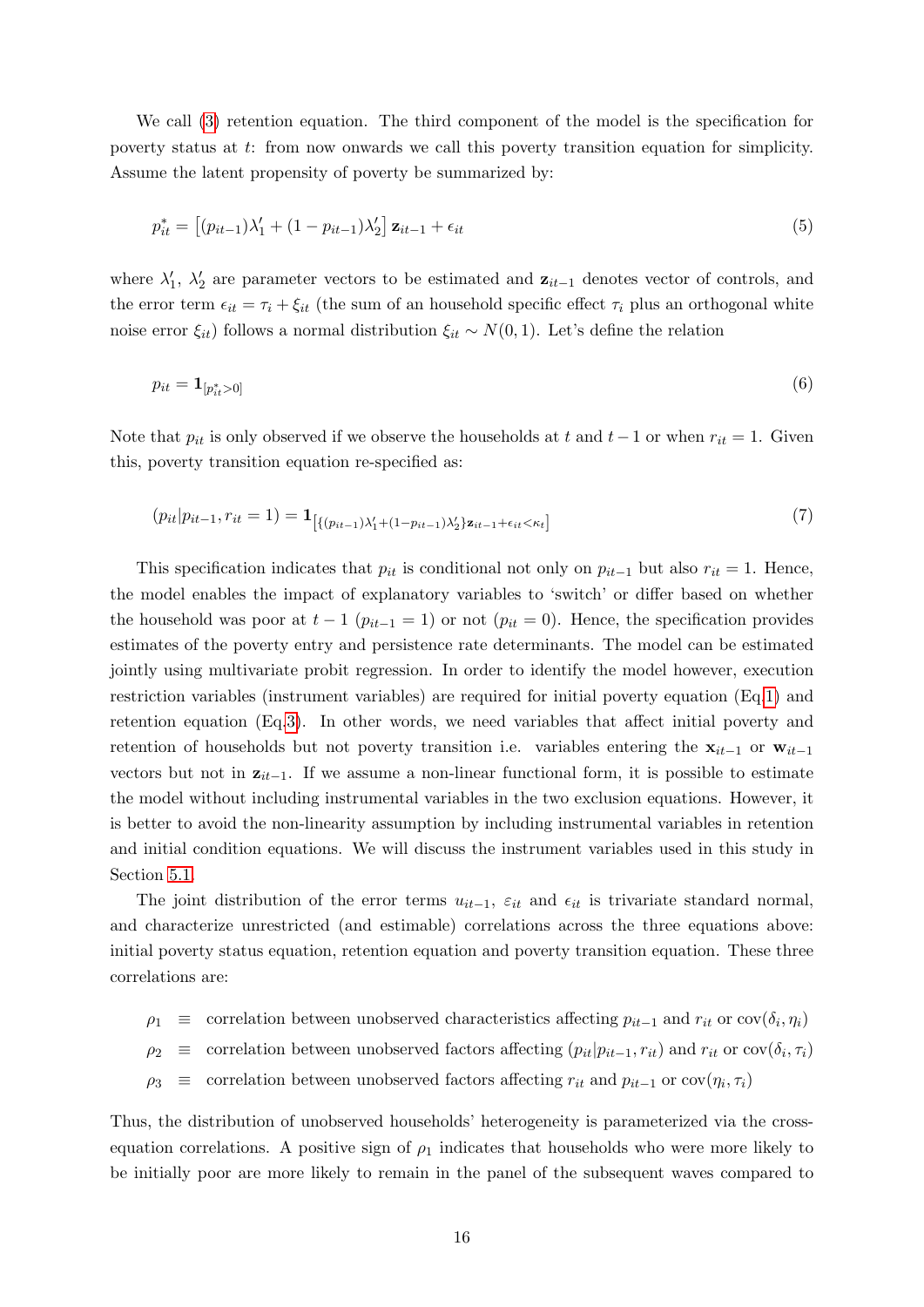We call (3) retention equation. The third component of the model is the specification for poverty status at $t$: from now onwards we call this poverty transition equation for simplicity. Assume the latent propensity of poverty be summarized by:

$$p_{it}^* = \left[(p_{it-1})\lambda_1' + (1 - p_{it-1})\lambda_2'\right] \mathbf{z}_{it-1} + \epsilon_{it} \tag{5}$$

where $\lambda_1'$, $\lambda_2'$ are parameter vectors to be estimated and $\mathbf{z}_{it-1}$ denotes vector of controls, and the error term $\epsilon_{it} = \tau_i + \xi_{it}$ (the sum of an household specific effect $\tau_i$ plus an orthogonal white noise error $\xi_{it}$) follows a normal distribution $\xi_{it} \sim N(0, 1)$. Let's define the relation

$$p_{it} = \mathbf{1}_{[p_{it}^* > 0]} \tag{6}$$

Note that $p_{it}$ is only observed if we observe the households at $t$ and $t-1$ or when $r_{it} = 1$. Given this, poverty transition equation re-specified as:

$$(p_{it} | p_{it-1}, r_{it} = 1) = \mathbf{1}_{\left[\{(p_{it-1})\lambda_1' + (1-p_{it-1})\lambda_2'\}\mathbf{z}_{it-1} + \epsilon_{it} < \kappa_t\right]} \tag{7}$$

This specification indicates that $p_{it}$ is conditional not only on $p_{it-1}$ but also $r_{it} = 1$. Hence, the model enables the impact of explanatory variables to 'switch' or differ based on whether the household was poor at $t-1$ ($p_{it-1} = 1$) or not ($p_{it} = 0$). Hence, the specification provides estimates of the poverty entry and persistence rate determinants. The model can be estimated jointly using multivariate probit regression. In order to identify the model however, execution restriction variables (instrument variables) are required for initial poverty equation (Eq.1) and retention equation (Eq.3). In other words, we need variables that affect initial poverty and retention of households but not poverty transition i.e. variables entering the $\mathbf{x}_{it-1}$ or $\mathbf{w}_{it-1}$ vectors but not in $\mathbf{z}_{it-1}$. If we assume a non-linear functional form, it is possible to estimate the model without including instrumental variables in the two exclusion equations. However, it is better to avoid the non-linearity assumption by including instrumental variables in retention and initial condition equations. We will discuss the instrument variables used in this study in Section 5.1.

The joint distribution of the error terms $u_{it-1}$, $\varepsilon_{it}$ and $\epsilon_{it}$ is trivariate standard normal, and characterize unrestricted (and estimable) correlations across the three equations above: initial poverty status equation, retention equation and poverty transition equation. These three correlations are:

$\rho_1 \equiv$ correlation between unobserved characteristics affecting $p_{it-1}$ and $r_{it}$ or $\text{cov}(\delta_i, \eta_i)$

$\rho_2 \equiv$ correlation between unobserved factors affecting $(p_{it}|p_{it-1}, r_{it})$ and $r_{it}$ or $\text{cov}(\delta_i, \tau_i)$

$\rho_3 \equiv$ correlation between unobserved factors affecting $r_{it}$ and $p_{it-1}$ or $\text{cov}(\eta_i, \tau_i)$

Thus, the distribution of unobserved households' heterogeneity is parameterized via the cross-equation correlations. A positive sign of $\rho_1$ indicates that households who were more likely to be initially poor are more likely to remain in the panel of the subsequent waves compared to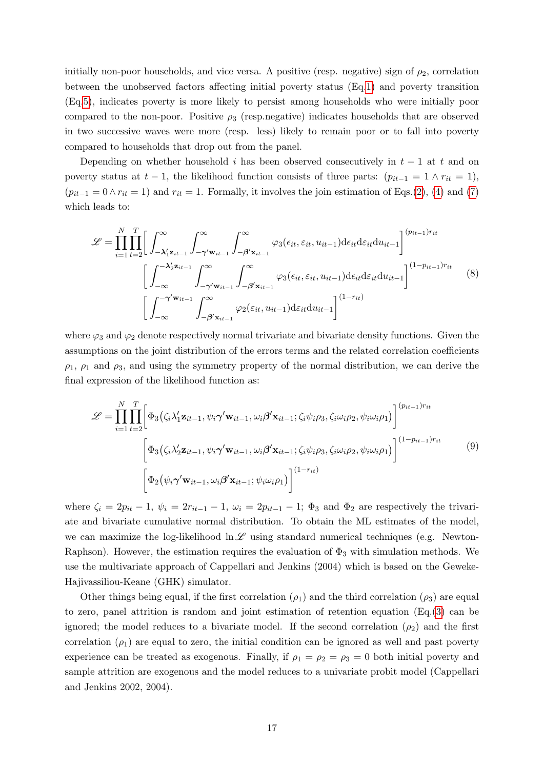initially non-poor households, and vice versa. A positive (resp. negative) sign of $\rho_2$, correlation between the unobserved factors affecting initial poverty status (Eq.1) and poverty transition (Eq.5), indicates poverty is more likely to persist among households who were initially poor compared to the non-poor. Positive $\rho_3$ (resp.negative) indicates households that are observed in two successive waves were more (resp. less) likely to remain poor or to fall into poverty compared to households that drop out from the panel.

Depending on whether household $i$ has been observed consecutively in $t-1$ at $t$ and on poverty status at $t-1$, the likelihood function consists of three parts: $(p_{it-1} = 1 \wedge r_{it} = 1)$, $(p_{it-1} = 0 \wedge r_{it} = 1)$ and $r_{it} = 1$. Formally, it involves the join estimation of Eqs.(2), (4) and (7) which leads to:

$$
\begin{aligned}
\mathscr{L} = \prod_{i=1}^{N}\prod_{t=2}^{T} & \left[ \int_{-\boldsymbol{\lambda}_1'\mathbf{z}_{it-1}}^{\infty} \int_{-\boldsymbol{\gamma}'\mathbf{w}_{it-1}}^{\infty} \int_{-\boldsymbol{\beta}'\mathbf{x}_{it-1}}^{\infty} \varphi_3(\epsilon_{it}, \varepsilon_{it}, u_{it-1}) \mathrm{d}\epsilon_{it} \mathrm{d}\varepsilon_{it} \mathrm{d}u_{it-1} \right]^{(p_{it-1})r_{it}} \\
& \left[ \int_{-\infty}^{-\boldsymbol{\lambda}_2'\mathbf{z}_{it-1}} \int_{-\boldsymbol{\gamma}'\mathbf{w}_{it-1}}^{\infty} \int_{-\boldsymbol{\beta}'\mathbf{x}_{it-1}}^{\infty} \varphi_3(\epsilon_{it}, \varepsilon_{it}, u_{it-1}) \mathrm{d}\epsilon_{it} \mathrm{d}\varepsilon_{it} \mathrm{d}u_{it-1} \right]^{(1-p_{it-1})r_{it}} \\
& \left[ \int_{-\infty}^{-\boldsymbol{\gamma}'\mathbf{w}_{it-1}} \int_{-\boldsymbol{\beta}'\mathbf{x}_{it-1}}^{\infty} \varphi_2(\varepsilon_{it}, u_{it-1}) \mathrm{d}\varepsilon_{it} \mathrm{d}u_{it-1} \right]^{(1-r_{it})}
\end{aligned}
\tag{8}
$$

where $\varphi_3$ and $\varphi_2$ denote respectively normal trivariate and bivariate density functions. Given the assumptions on the joint distribution of the errors terms and the related correlation coefficients $\rho_1$, $\rho_1$ and $\rho_3$, and using the symmetry property of the normal distribution, we can derive the final expression of the likelihood function as:

$$
\begin{aligned}
\mathscr{L} = \prod_{i=1}^{N}\prod_{t=2}^{T} & \left[ \Phi_3\big(\zeta_i \lambda_1' \mathbf{z}_{it-1}, \psi_i \boldsymbol{\gamma}'\mathbf{w}_{it-1}, \omega_i \boldsymbol{\beta}'\mathbf{x}_{it-1}; \zeta_i\psi_i\rho_3, \zeta_i\omega_i\rho_2, \psi_i\omega_i\rho_1\big) \right]^{(p_{it-1})r_{it}} \\
& \left[ \Phi_3\big(\zeta_i \lambda_2' \mathbf{z}_{it-1}, \psi_i \boldsymbol{\gamma}'\mathbf{w}_{it-1}, \omega_i \boldsymbol{\beta}'\mathbf{x}_{it-1}; \zeta_i\psi_i\rho_3, \zeta_i\omega_i\rho_2, \psi_i\omega_i\rho_1\big) \right]^{(1-p_{it-1})r_{it}} \\
& \left[ \Phi_2\big(\psi_i \boldsymbol{\gamma}'\mathbf{w}_{it-1}, \omega_i \boldsymbol{\beta}'\mathbf{x}_{it-1}; \psi_i\omega_i\rho_1\big) \right]^{(1-r_{it})}
\end{aligned}
\tag{9}
$$

where $\zeta_i = 2p_{it} - 1$, $\psi_i = 2r_{it-1} - 1$, $\omega_i = 2p_{it-1} - 1$; $\Phi_3$ and $\Phi_2$ are respectively the trivariate and bivariate cumulative normal distribution. To obtain the ML estimates of the model, we can maximize the log-likelihood $\ln \mathscr{L}$ using standard numerical techniques (e.g. Newton-Raphson). However, the estimation requires the evaluation of $\Phi_3$ with simulation methods. We use the multivariate approach of Cappellari and Jenkins (2004) which is based on the Geweke-Hajivassiliou-Keane (GHK) simulator.

Other things being equal, if the first correlation ($\rho_1$) and the third correlation ($\rho_3$) are equal to zero, panel attrition is random and joint estimation of retention equation (Eq.(3) can be ignored; the model reduces to a bivariate model. If the second correlation ($\rho_2$) and the first correlation ($\rho_1$) are equal to zero, the initial condition can be ignored as well and past poverty experience can be treated as exogenous. Finally, if $\rho_1 = \rho_2 = \rho_3 = 0$ both initial poverty and sample attrition are exogenous and the model reduces to a univariate probit model (Cappellari and Jenkins 2002, 2004).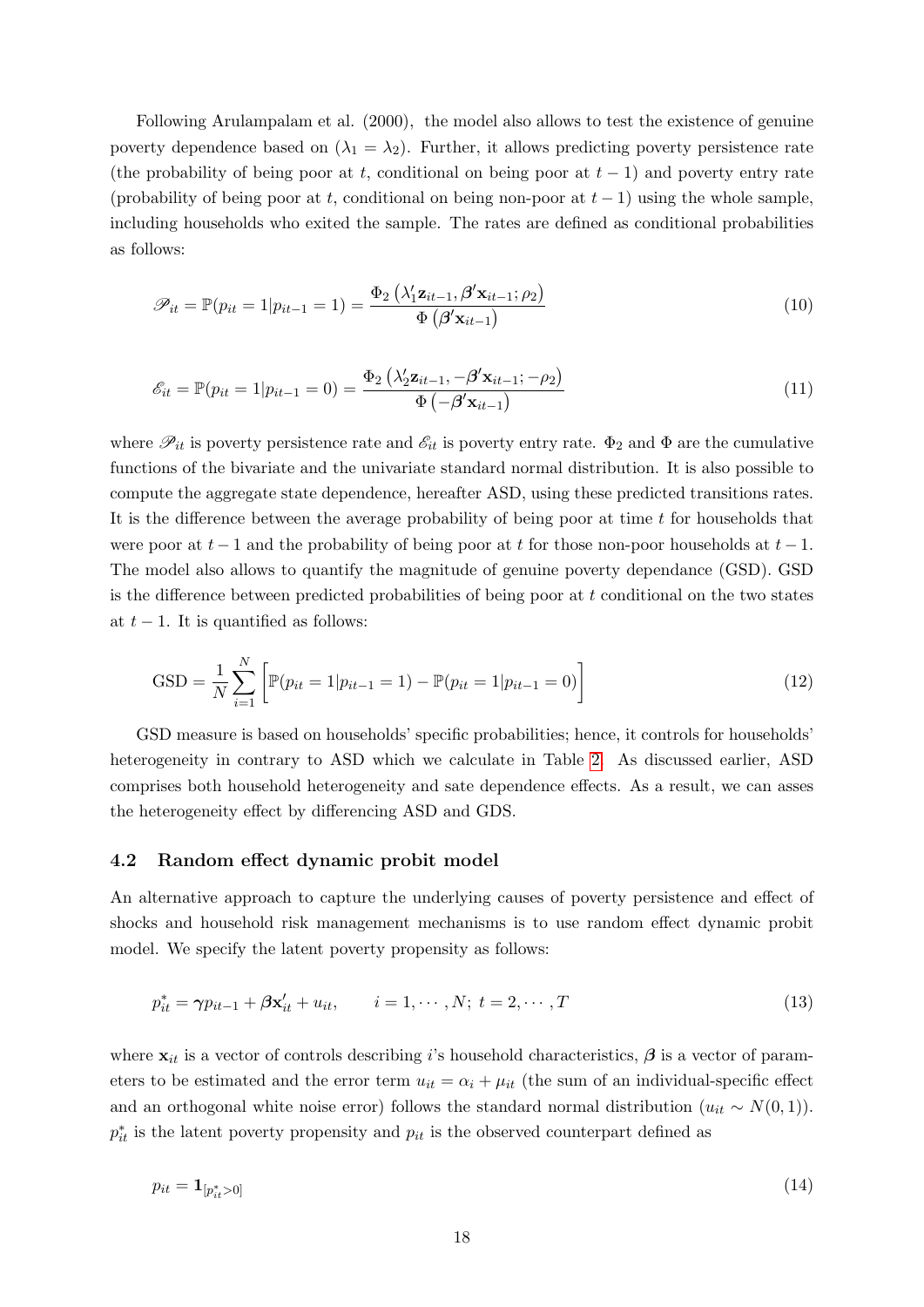Following Arulampalam et al. (2000), the model also allows to test the existence of genuine poverty dependence based on ($\lambda_1 = \lambda_2$). Further, it allows predicting poverty persistence rate (the probability of being poor at $t$, conditional on being poor at $t-1$) and poverty entry rate (probability of being poor at $t$, conditional on being non-poor at $t-1$) using the whole sample, including households who exited the sample. The rates are defined as conditional probabilities as follows:

$$\mathscr{P}_{it} = \mathbb{P}(p_{it} = 1 | p_{it-1} = 1) = \frac{\Phi_2\left(\lambda_1' \mathbf{z}_{it-1}, \boldsymbol{\beta}' \mathbf{x}_{it-1}; \rho_2\right)}{\Phi\left(\boldsymbol{\beta}' \mathbf{x}_{it-1}\right)} \tag{10}$$

$$\mathscr{E}_{it} = \mathbb{P}(p_{it} = 1 | p_{it-1} = 0) = \frac{\Phi_2\left(\lambda_2' \mathbf{z}_{it-1}, -\boldsymbol{\beta}' \mathbf{x}_{it-1}; -\rho_2\right)}{\Phi\left(-\boldsymbol{\beta}' \mathbf{x}_{it-1}\right)} \tag{11}$$

where $\mathscr{P}_{it}$ is poverty persistence rate and $\mathscr{E}_{it}$ is poverty entry rate. $\Phi_2$ and $\Phi$ are the cumulative functions of the bivariate and the univariate standard normal distribution. It is also possible to compute the aggregate state dependence, hereafter ASD, using these predicted transitions rates. It is the difference between the average probability of being poor at time $t$ for households that were poor at $t-1$ and the probability of being poor at $t$ for those non-poor households at $t-1$. The model also allows to quantify the magnitude of genuine poverty dependance (GSD). GSD is the difference between predicted probabilities of being poor at $t$ conditional on the two states at $t-1$. It is quantified as follows:

$$\text{GSD} = \frac{1}{N} \sum_{i=1}^{N} \left[ \mathbb{P}(p_{it} = 1 | p_{it-1} = 1) - \mathbb{P}(p_{it} = 1 | p_{it-1} = 0) \right] \tag{12}$$

GSD measure is based on households' specific probabilities; hence, it controls for households' heterogeneity in contrary to ASD which we calculate in Table 2. As discussed earlier, ASD comprises both household heterogeneity and sate dependence effects. As a result, we can asses the heterogeneity effect by differencing ASD and GDS.

### 4.2 Random effect dynamic probit model

An alternative approach to capture the underlying causes of poverty persistence and effect of shocks and household risk management mechanisms is to use random effect dynamic probit model. We specify the latent poverty propensity as follows:

$$p_{it}^{*} = \boldsymbol{\gamma} p_{it-1} + \boldsymbol{\beta} \mathbf{x}_{it}' + u_{it}, \qquad i = 1, \cdots, N; \ t = 2, \cdots, T \tag{13}$$

where $\mathbf{x}_{it}$ is a vector of controls describing $i$'s household characteristics, $\boldsymbol{\beta}$ is a vector of parameters to be estimated and the error term $u_{it} = \alpha_i + \mu_{it}$ (the sum of an individual-specific effect and an orthogonal white noise error) follows the standard normal distribution ($u_{it} \sim N(0,1)$). $p_{it}^{*}$ is the latent poverty propensity and $p_{it}$ is the observed counterpart defined as

$$p_{it} = \mathbf{1}_{[p_{it}^{*} > 0]} \tag{14}$$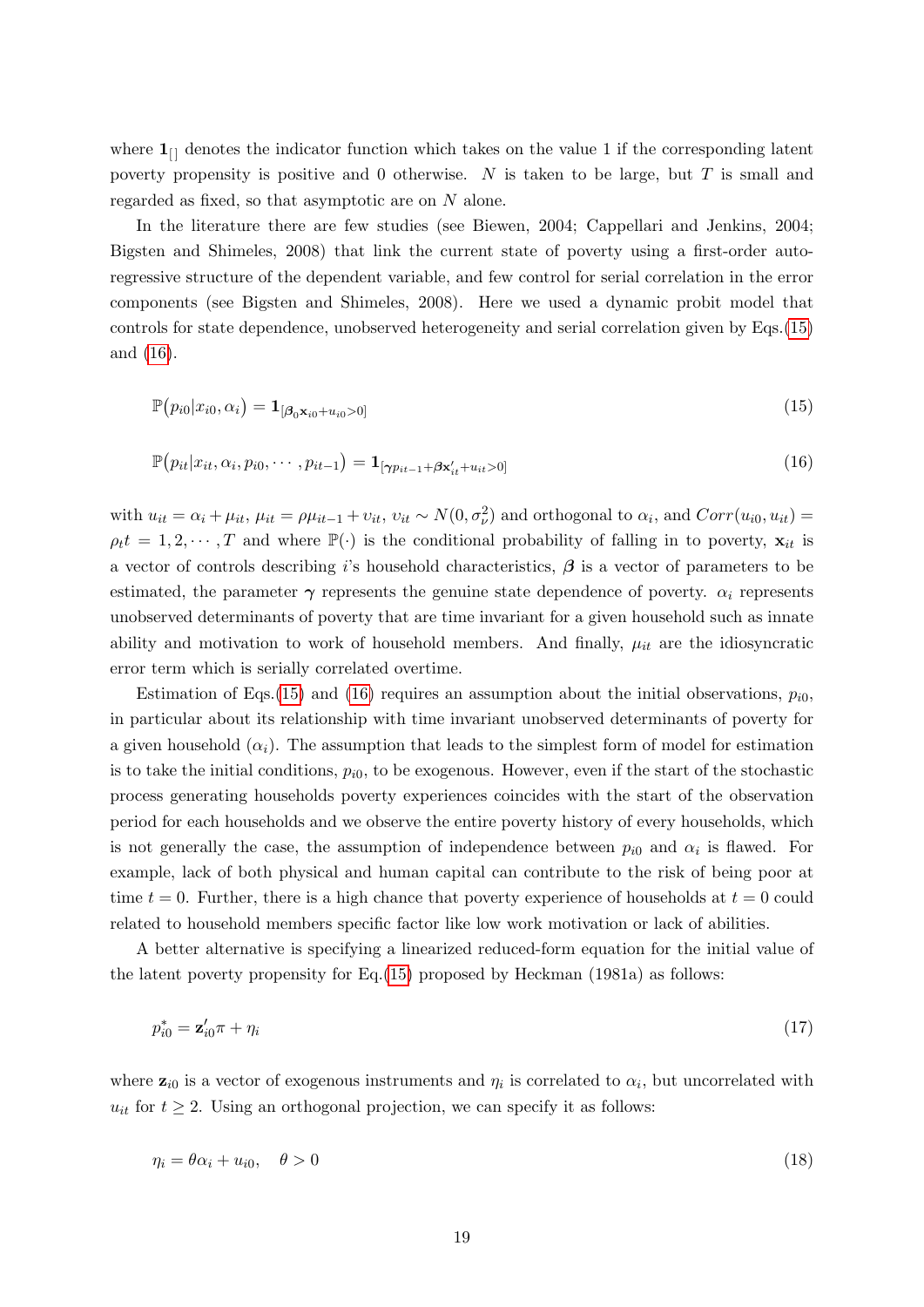where $\mathbf{1}_{[]}$ denotes the indicator function which takes on the value 1 if the corresponding latent poverty propensity is positive and 0 otherwise. $N$ is taken to be large, but $T$ is small and regarded as fixed, so that asymptotic are on $N$ alone.

In the literature there are few studies (see Biewen, 2004; Cappellari and Jenkins, 2004; Bigsten and Shimeles, 2008) that link the current state of poverty using a first-order auto-regressive structure of the dependent variable, and few control for serial correlation in the error components (see Bigsten and Shimeles, 2008). Here we used a dynamic probit model that controls for state dependence, unobserved heterogeneity and serial correlation given by Eqs.(15) and (16).

$$\mathbb{P}\big(p_{i0}|x_{i0}, \alpha_i\big) = \mathbf{1}_{[\boldsymbol{\beta}_0 \mathbf{x}_{i0} + u_{i0} > 0]} \tag{15}$$

$$\mathbb{P}\big(p_{it}|x_{it}, \alpha_i, p_{i0}, \cdots, p_{it-1}\big) = \mathbf{1}_{[\boldsymbol{\gamma} p_{it-1} + \boldsymbol{\beta} \mathbf{x}'_{it} + u_{it} > 0]} \tag{16}$$

with $u_{it} = \alpha_i + \mu_{it}$, $\mu_{it} = \rho\mu_{it-1} + \upsilon_{it}$, $\upsilon_{it} \sim N(0, \sigma^2_\nu)$ and orthogonal to $\alpha_i$, and $Corr(u_{i0}, u_{it}) = \rho_t t = 1, 2, \cdots, T$ and where $\mathbb{P}(\cdot)$ is the conditional probability of falling in to poverty, $\mathbf{x}_{it}$ is a vector of controls describing $i$'s household characteristics, $\boldsymbol{\beta}$ is a vector of parameters to be estimated, the parameter $\boldsymbol{\gamma}$ represents the genuine state dependence of poverty. $\alpha_i$ represents unobserved determinants of poverty that are time invariant for a given household such as innate ability and motivation to work of household members. And finally, $\mu_{it}$ are the idiosyncratic error term which is serially correlated overtime.

Estimation of Eqs.(15) and (16) requires an assumption about the initial observations, $p_{i0}$, in particular about its relationship with time invariant unobserved determinants of poverty for a given household ($\alpha_i$). The assumption that leads to the simplest form of model for estimation is to take the initial conditions, $p_{i0}$, to be exogenous. However, even if the start of the stochastic process generating households poverty experiences coincides with the start of the observation period for each households and we observe the entire poverty history of every households, which is not generally the case, the assumption of independence between $p_{i0}$ and $\alpha_i$ is flawed. For example, lack of both physical and human capital can contribute to the risk of being poor at time $t = 0$. Further, there is a high chance that poverty experience of households at $t = 0$ could related to household members specific factor like low work motivation or lack of abilities.

A better alternative is specifying a linearized reduced-form equation for the initial value of the latent poverty propensity for Eq.(15) proposed by Heckman (1981a) as follows:

$$p^*_{i0} = \mathbf{z}'_{i0}\pi + \eta_i \tag{17}$$

where $\mathbf{z}_{i0}$ is a vector of exogenous instruments and $\eta_i$ is correlated to $\alpha_i$, but uncorrelated with $u_{it}$ for $t \geq 2$. Using an orthogonal projection, we can specify it as follows:

$$\eta_i = \theta\alpha_i + u_{i0}, \quad \theta > 0 \tag{18}$$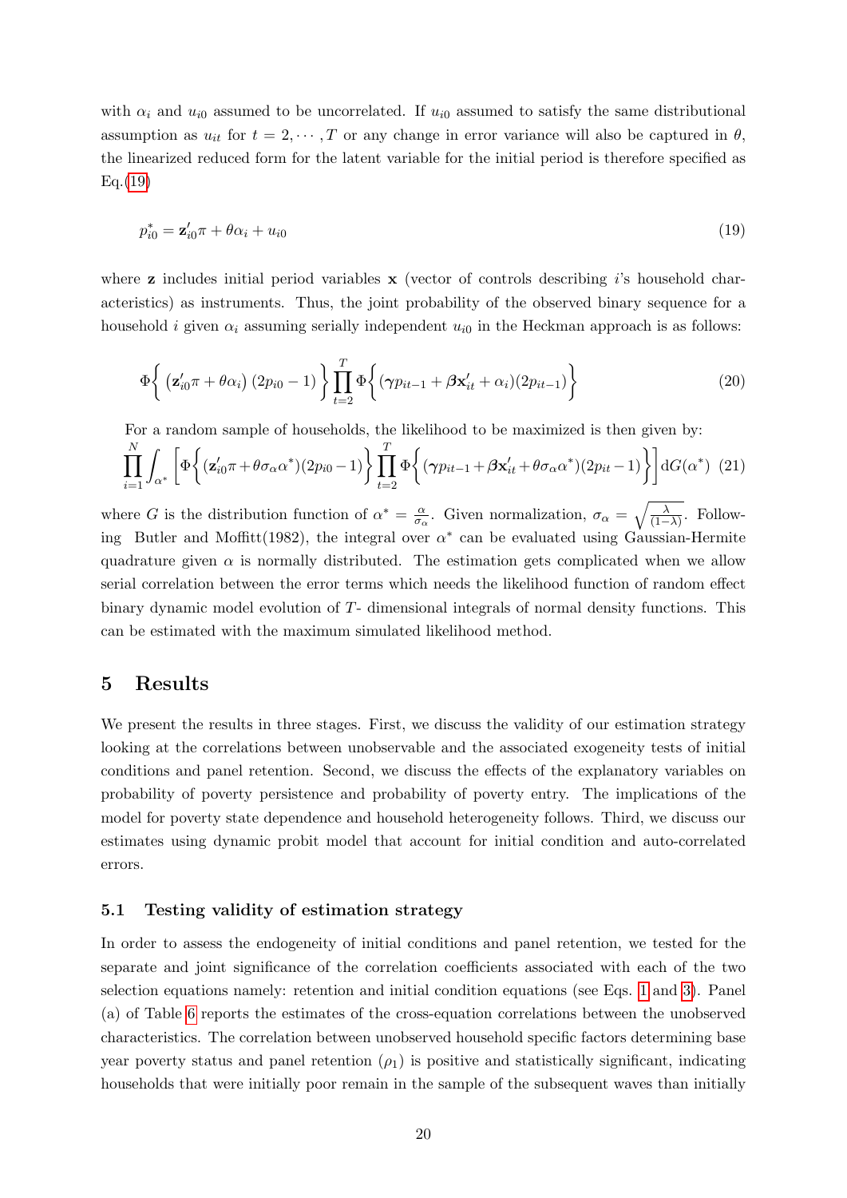with $\alpha_i$ and $u_{i0}$ assumed to be uncorrelated. If $u_{i0}$ assumed to satisfy the same distributional assumption as $u_{it}$ for $t = 2, \cdots, T$ or any change in error variance will also be captured in $\theta$, the linearized reduced form for the latent variable for the initial period is therefore specified as Eq.(19)

$$p^*_{i0} = \mathbf{z}'_{i0}\pi + \theta\alpha_i + u_{i0} \tag{19}$$

where $\mathbf{z}$ includes initial period variables $\mathbf{x}$ (vector of controls describing $i$'s household characteristics) as instruments. Thus, the joint probability of the observed binary sequence for a household $i$ given $\alpha_i$ assuming serially independent $u_{i0}$ in the Heckman approach is as follows:

$$\Phi\left\{ \left(\mathbf{z}'_{i0}\pi + \theta\alpha_i\right)(2p_{i0} - 1) \right\} \prod_{t=2}^{T} \Phi\left\{ (\gamma p_{it-1} + \boldsymbol{\beta}\mathbf{x}'_{it} + \alpha_i)(2p_{it-1}) \right\} \tag{20}$$

For a random sample of households, the likelihood to be maximized is then given by:

$$\prod_{i=1}^{N} \int_{\alpha^*} \left[ \Phi\left\{ (\mathbf{z}'_{i0}\pi + \theta\sigma_\alpha\alpha^*)(2p_{i0} - 1) \right\} \prod_{t=2}^{T} \Phi\left\{ (\gamma p_{it-1} + \boldsymbol{\beta}\mathbf{x}'_{it} + \theta\sigma_\alpha\alpha^*)(2p_{it} - 1) \right\} \right] \mathrm{d}G(\alpha^*) \tag{21}$$

where $G$ is the distribution function of $\alpha^* = \frac{\alpha}{\sigma_\alpha}$. Given normalization, $\sigma_\alpha = \sqrt{\frac{\lambda}{(1-\lambda)}}$. Following Butler and Moffitt(1982), the integral over $\alpha^*$ can be evaluated using Gaussian-Hermite quadrature given $\alpha$ is normally distributed. The estimation gets complicated when we allow serial correlation between the error terms which needs the likelihood function of random effect binary dynamic model evolution of $T$- dimensional integrals of normal density functions. This can be estimated with the maximum simulated likelihood method.

## 5 Results

We present the results in three stages. First, we discuss the validity of our estimation strategy looking at the correlations between unobservable and the associated exogeneity tests of initial conditions and panel retention. Second, we discuss the effects of the explanatory variables on probability of poverty persistence and probability of poverty entry. The implications of the model for poverty state dependence and household heterogeneity follows. Third, we discuss our estimates using dynamic probit model that account for initial condition and auto-correlated errors.

### 5.1 Testing validity of estimation strategy

In order to assess the endogeneity of initial conditions and panel retention, we tested for the separate and joint significance of the correlation coefficients associated with each of the two selection equations namely: retention and initial condition equations (see Eqs. 1 and 3). Panel (a) of Table 6 reports the estimates of the cross-equation correlations between the unobserved characteristics. The correlation between unobserved household specific factors determining base year poverty status and panel retention ($\rho_1$) is positive and statistically significant, indicating households that were initially poor remain in the sample of the subsequent waves than initially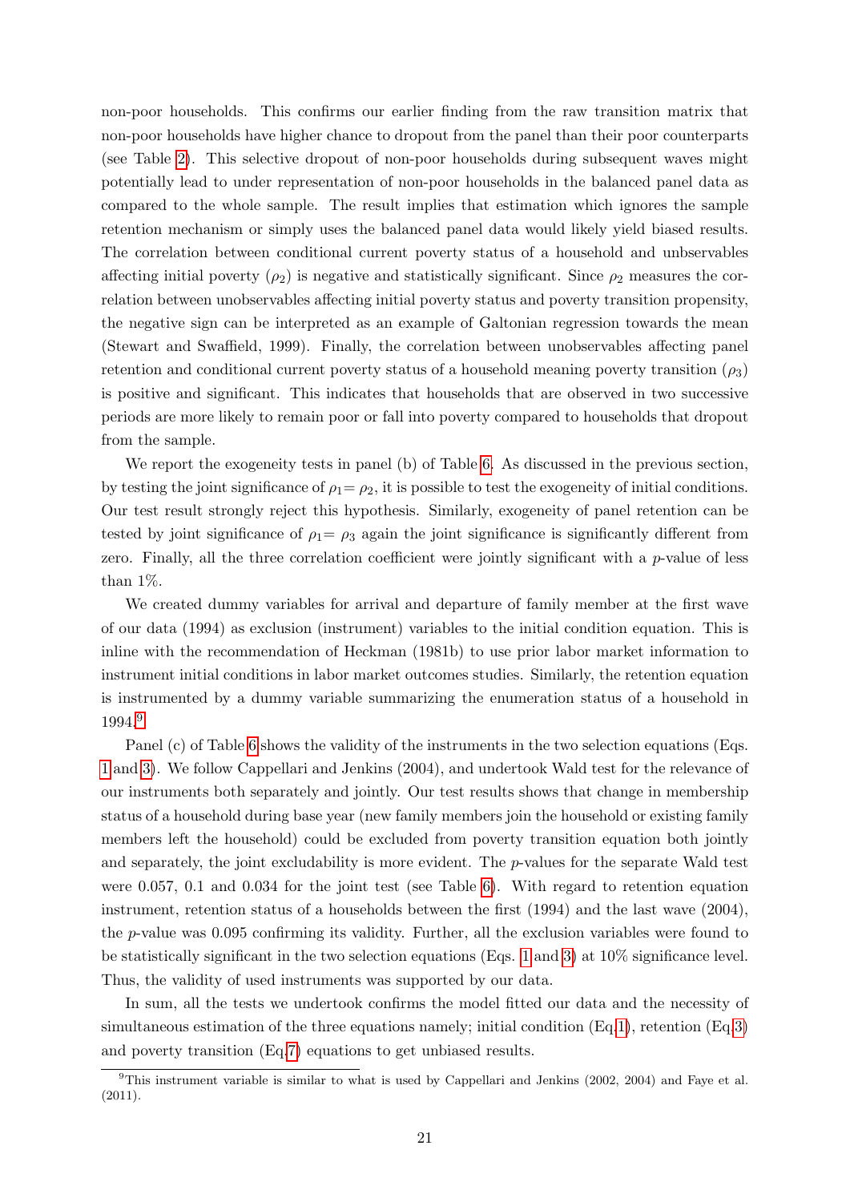non-poor households. This confirms our earlier finding from the raw transition matrix that non-poor households have higher chance to dropout from the panel than their poor counterparts (see Table 2). This selective dropout of non-poor households during subsequent waves might potentially lead to under representation of non-poor households in the balanced panel data as compared to the whole sample. The result implies that estimation which ignores the sample retention mechanism or simply uses the balanced panel data would likely yield biased results. The correlation between conditional current poverty status of a household and unobservables affecting initial poverty ($\rho_2$) is negative and statistically significant. Since $\rho_2$ measures the correlation between unobservables affecting initial poverty status and poverty transition propensity, the negative sign can be interpreted as an example of Galtonian regression towards the mean (Stewart and Swaffield, 1999). Finally, the correlation between unobservables affecting panel retention and conditional current poverty status of a household meaning poverty transition ($\rho_3$) is positive and significant. This indicates that households that are observed in two successive periods are more likely to remain poor or fall into poverty compared to households that dropout from the sample.

We report the exogeneity tests in panel (b) of Table 6. As discussed in the previous section, by testing the joint significance of $\rho_1 = \rho_2$, it is possible to test the exogeneity of initial conditions. Our test result strongly reject this hypothesis. Similarly, exogeneity of panel retention can be tested by joint significance of $\rho_1 = \rho_3$ again the joint significance is significantly different from zero. Finally, all the three correlation coefficient were jointly significant with a $p$-value of less than 1%.

We created dummy variables for arrival and departure of family member at the first wave of our data (1994) as exclusion (instrument) variables to the initial condition equation. This is inline with the recommendation of Heckman (1981b) to use prior labor market information to instrument initial conditions in labor market outcomes studies. Similarly, the retention equation is instrumented by a dummy variable summarizing the enumeration status of a household in 1994.[9]

Panel (c) of Table 6 shows the validity of the instruments in the two selection equations (Eqs. 1 and 3). We follow Cappellari and Jenkins (2004), and undertook Wald test for the relevance of our instruments both separately and jointly. Our test results shows that change in membership status of a household during base year (new family members join the household or existing family members left the household) could be excluded from poverty transition equation both jointly and separately, the joint excludability is more evident. The $p$-values for the separate Wald test were 0.057, 0.1 and 0.034 for the joint test (see Table 6). With regard to retention equation instrument, retention status of a households between the first (1994) and the last wave (2004), the $p$-value was 0.095 confirming its validity. Further, all the exclusion variables were found to be statistically significant in the two selection equations (Eqs. 1 and 3) at 10% significance level. Thus, the validity of used instruments was supported by our data.

In sum, all the tests we undertook confirms the model fitted our data and the necessity of simultaneous estimation of the three equations namely; initial condition (Eq.1), retention (Eq.3) and poverty transition (Eq.7) equations to get unbiased results.

[9] This instrument variable is similar to what is used by Cappellari and Jenkins (2002, 2004) and Faye et al. (2011).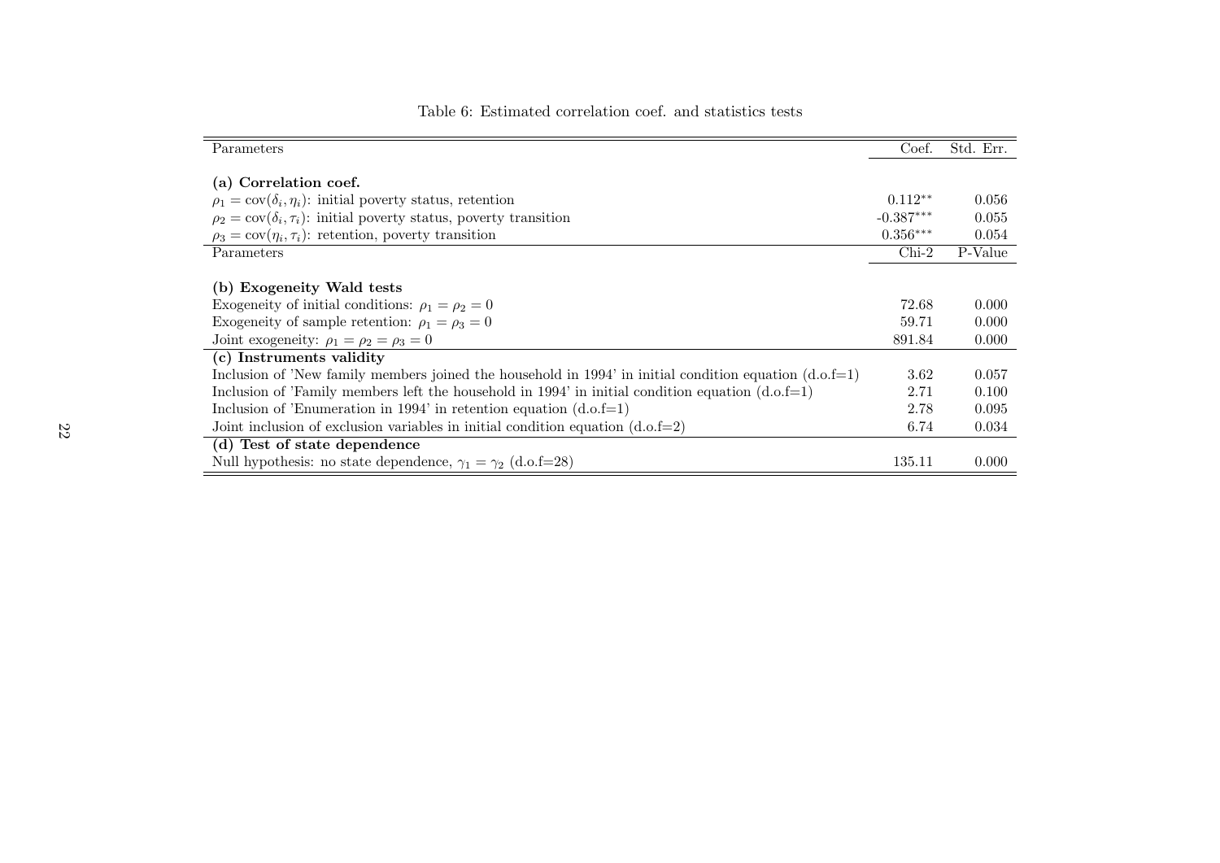Table 6: Estimated correlation coef. and statistics tests

| Parameters | Coef. | Std. Err. |
|---|---|---|
| **(a) Correlation coef.** | | |
| $\rho_1 = \text{cov}(\delta_i, \eta_i)$: initial poverty status, retention | $0.112^{**}$ | 0.056 |
| $\rho_2 = \text{cov}(\delta_i, \tau_i)$: initial poverty status, poverty transition | $-0.387^{***}$ | 0.055 |
| $\rho_3 = \text{cov}(\eta_i, \tau_i)$: retention, poverty transition | $0.356^{***}$ | 0.054 |
| Parameters | Chi-2 | P-Value |
| **(b) Exogeneity Wald tests** | | |
| Exogeneity of initial conditions: $\rho_1 = \rho_2 = 0$ | 72.68 | 0.000 |
| Exogeneity of sample retention: $\rho_1 = \rho_3 = 0$ | 59.71 | 0.000 |
| Joint exogeneity: $\rho_1 = \rho_2 = \rho_3 = 0$ | 891.84 | 0.000 |
| **(c) Instruments validity** | | |
| Inclusion of 'New family members joined the household in 1994' in initial condition equation (d.o.f=1) | 3.62 | 0.057 |
| Inclusion of 'Family members left the household in 1994' in initial condition equation (d.o.f=1) | 2.71 | 0.100 |
| Inclusion of 'Enumeration in 1994' in retention equation (d.o.f=1) | 2.78 | 0.095 |
| Joint inclusion of exclusion variables in initial condition equation (d.o.f=2) | 6.74 | 0.034 |
| **(d) Test of state dependence** | | |
| Null hypothesis: no state dependence, $\gamma_1 = \gamma_2$ (d.o.f=28) | 135.11 | 0.000 |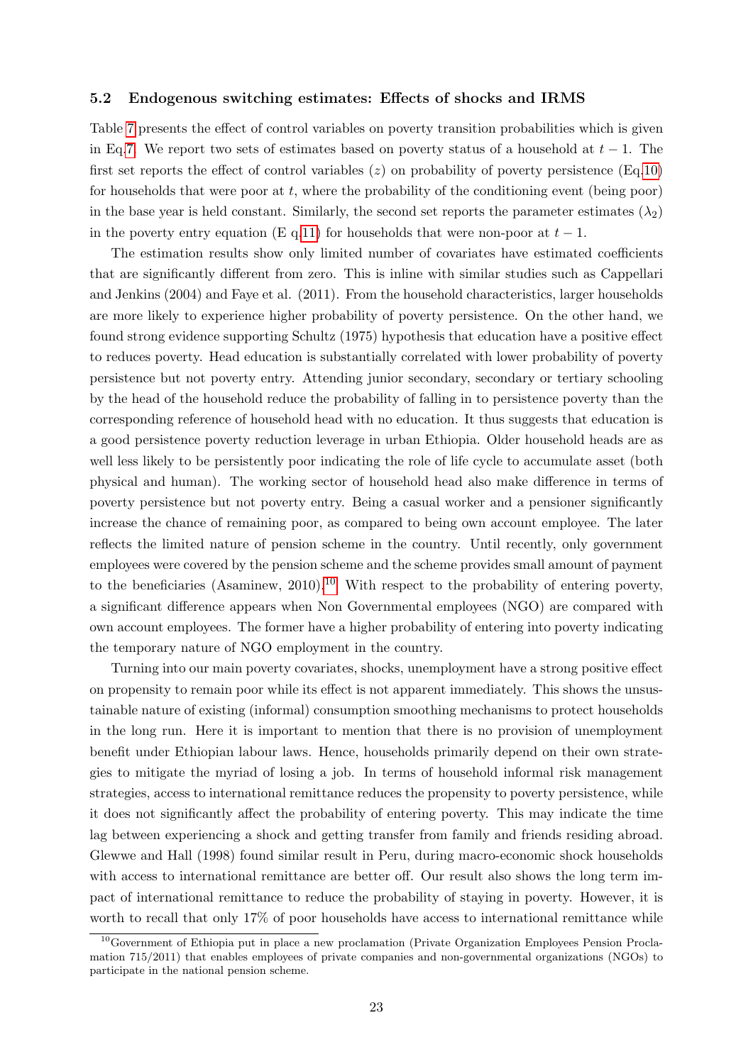### 5.2 Endogenous switching estimates: Effects of shocks and IRMS

Table 7 presents the effect of control variables on poverty transition probabilities which is given in Eq.7. We report two sets of estimates based on poverty status of a household at $t-1$. The first set reports the effect of control variables ($z$) on probability of poverty persistence (Eq.10) for households that were poor at $t$, where the probability of the conditioning event (being poor) in the base year is held constant. Similarly, the second set reports the parameter estimates ($\lambda_2$) in the poverty entry equation (E q.11) for households that were non-poor at $t-1$.

The estimation results show only limited number of covariates have estimated coefficients that are significantly different from zero. This is inline with similar studies such as Cappellari and Jenkins (2004) and Faye et al. (2011). From the household characteristics, larger households are more likely to experience higher probability of poverty persistence. On the other hand, we found strong evidence supporting Schultz (1975) hypothesis that education have a positive effect to reduces poverty. Head education is substantially correlated with lower probability of poverty persistence but not poverty entry. Attending junior secondary, secondary or tertiary schooling by the head of the household reduce the probability of falling in to persistence poverty than the corresponding reference of household head with no education. It thus suggests that education is a good persistence poverty reduction leverage in urban Ethiopia. Older household heads are as well less likely to be persistently poor indicating the role of life cycle to accumulate asset (both physical and human). The working sector of household head also make difference in terms of poverty persistence but not poverty entry. Being a casual worker and a pensioner significantly increase the chance of remaining poor, as compared to being own account employee. The later reflects the limited nature of pension scheme in the country. Until recently, only government employees were covered by the pension scheme and the scheme provides small amount of payment to the beneficiaries (Asaminew, 2010).[10] With respect to the probability of entering poverty, a significant difference appears when Non Governmental employees (NGO) are compared with own account employees. The former have a higher probability of entering into poverty indicating the temporary nature of NGO employment in the country.

Turning into our main poverty covariates, shocks, unemployment have a strong positive effect on propensity to remain poor while its effect is not apparent immediately. This shows the unsustainable nature of existing (informal) consumption smoothing mechanisms to protect households in the long run. Here it is important to mention that there is no provision of unemployment benefit under Ethiopian labour laws. Hence, households primarily depend on their own strategies to mitigate the myriad of losing a job. In terms of household informal risk management strategies, access to international remittance reduces the propensity to poverty persistence, while it does not significantly affect the probability of entering poverty. This may indicate the time lag between experiencing a shock and getting transfer from family and friends residing abroad. Glewwe and Hall (1998) found similar result in Peru, during macro-economic shock households with access to international remittance are better off. Our result also shows the long term impact of international remittance to reduce the probability of staying in poverty. However, it is worth to recall that only 17% of poor households have access to international remittance while

[10] Government of Ethiopia put in place a new proclamation (Private Organization Employees Pension Proclamation 715/2011) that enables employees of private companies and non-governmental organizations (NGOs) to participate in the national pension scheme.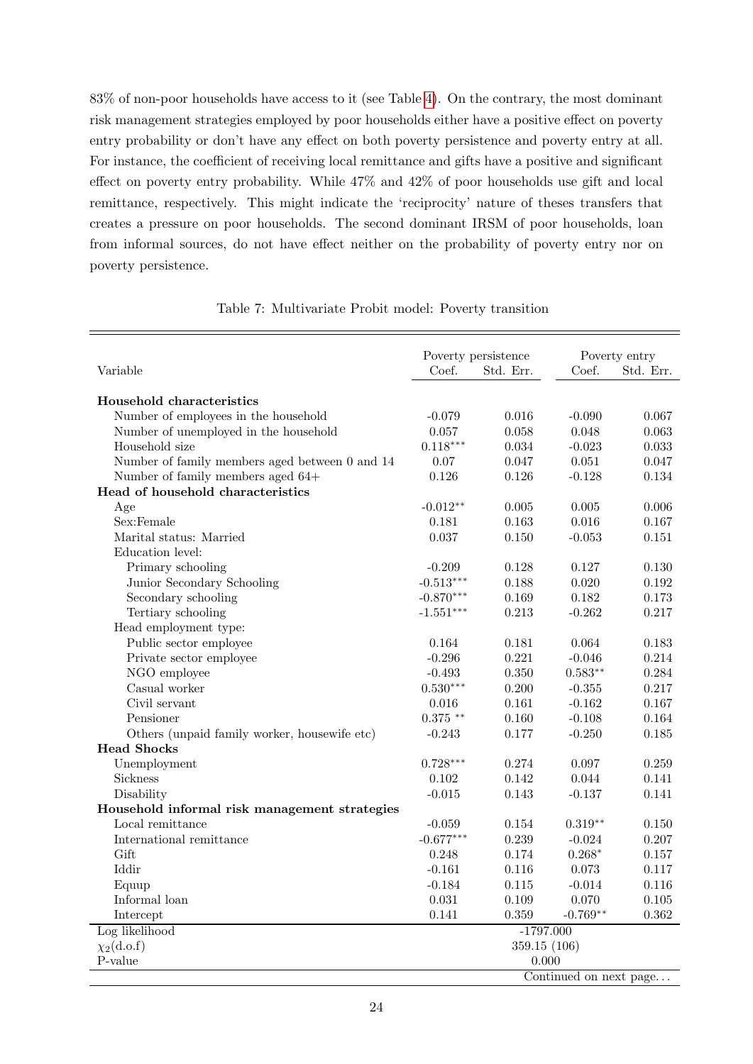83% of non-poor households have access to it (see Table 4). On the contrary, the most dominant risk management strategies employed by poor households either have a positive effect on poverty entry probability or don't have any effect on both poverty persistence and poverty entry at all. For instance, the coefficient of receiving local remittance and gifts have a positive and significant effect on poverty entry probability. While 47% and 42% of poor households use gift and local remittance, respectively. This might indicate the 'reciprocity' nature of theses transfers that creates a pressure on poor households. The second dominant IRSM of poor households, loan from informal sources, do not have effect neither on the probability of poverty entry nor on poverty persistence.

Table 7: Multivariate Probit model: Poverty transition

| Variable | Poverty persistence | | Poverty entry | |
|---|---|---|---|---|
| | Coef. | Std. Err. | Coef. | Std. Err. |
| **Household characteristics** | | | | |
| Number of employees in the household | -0.079 | 0.016 | -0.090 | 0.067 |
| Number of unemployed in the household | 0.057 | 0.058 | 0.048 | 0.063 |
| Household size | 0.118*** | 0.034 | -0.023 | 0.033 |
| Number of family members aged between 0 and 14 | 0.07 | 0.047 | 0.051 | 0.047 |
| Number of family members aged 64+ | 0.126 | 0.126 | -0.128 | 0.134 |
| **Head of household characteristics** | | | | |
| Age | -0.012** | 0.005 | 0.005 | 0.006 |
| Sex:Female | 0.181 | 0.163 | 0.016 | 0.167 |
| Marital status: Married | 0.037 | 0.150 | -0.053 | 0.151 |
| Education level: | | | | |
| Primary schooling | -0.209 | 0.128 | 0.127 | 0.130 |
| Junior Secondary Schooling | -0.513*** | 0.188 | 0.020 | 0.192 |
| Secondary schooling | -0.870*** | 0.169 | 0.182 | 0.173 |
| Tertiary schooling | -1.551*** | 0.213 | -0.262 | 0.217 |
| Head employment type: | | | | |
| Public sector employee | 0.164 | 0.181 | 0.064 | 0.183 |
| Private sector employee | -0.296 | 0.221 | -0.046 | 0.214 |
| NGO employee | -0.493 | 0.350 | 0.583** | 0.284 |
| Casual worker | 0.530*** | 0.200 | -0.355 | 0.217 |
| Civil servant | 0.016 | 0.161 | -0.162 | 0.167 |
| Pensioner | 0.375 ** | 0.160 | -0.108 | 0.164 |
| Others (unpaid family worker, housewife etc) | -0.243 | 0.177 | -0.250 | 0.185 |
| **Head Shocks** | | | | |
| Unemployment | 0.728*** | 0.274 | 0.097 | 0.259 |
| Sickness | 0.102 | 0.142 | 0.044 | 0.141 |
| Disability | -0.015 | 0.143 | -0.137 | 0.141 |
| **Household informal risk management strategies** | | | | |
| Local remittance | -0.059 | 0.154 | 0.319** | 0.150 |
| International remittance | -0.677*** | 0.239 | -0.024 | 0.207 |
| Gift | 0.248 | 0.174 | 0.268* | 0.157 |
| Iddir | -0.161 | 0.116 | 0.073 | 0.117 |
| Equup | -0.184 | 0.115 | -0.014 | 0.116 |
| Informal loan | 0.031 | 0.109 | 0.070 | 0.105 |
| Intercept | 0.141 | 0.359 | -0.769** | 0.362 |
| Log likelihood | -1797.000 | | | |
| $\chi_2$(d.o.f) | 359.15 (106) | | | |
| P-value | 0.000 | | | |

Continued on next page...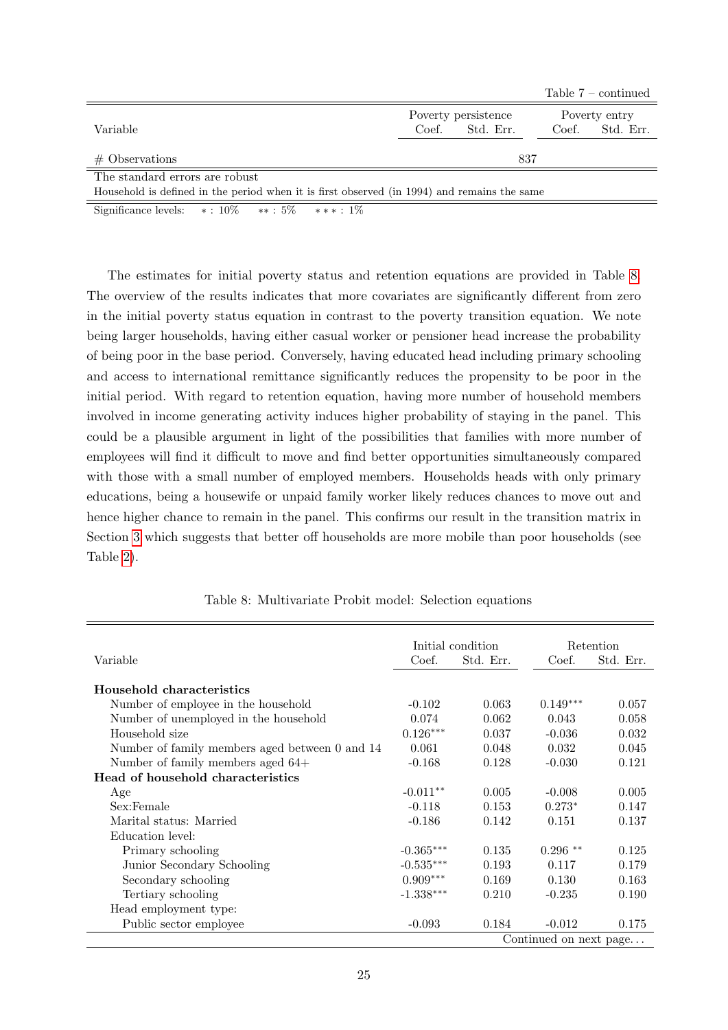Table 7 – continued

| Variable | Poverty persistence | | Poverty entry | |
|---|---|---|---|---|
| | Coef. | Std. Err. | Coef. | Std. Err. |
| # Observations | | 837 | | |

The standard errors are robust

Household is defined in the period when it is first observed (in 1994) and remains the same

Significance levels: * : 10% ** : 5% *** : 1%

The estimates for initial poverty status and retention equations are provided in Table 8. The overview of the results indicates that more covariates are significantly different from zero in the initial poverty status equation in contrast to the poverty transition equation. We note being larger households, having either casual worker or pensioner head increase the probability of being poor in the base period. Conversely, having educated head including primary schooling and access to international remittance significantly reduces the propensity to be poor in the initial period. With regard to retention equation, having more number of household members involved in income generating activity induces higher probability of staying in the panel. This could be a plausible argument in light of the possibilities that families with more number of employees will find it difficult to move and find better opportunities simultaneously compared with those with a small number of employed members. Households heads with only primary educations, being a housewife or unpaid family worker likely reduces chances to move out and hence higher chance to remain in the panel. This confirms our result in the transition matrix in Section 3 which suggests that better off households are more mobile than poor households (see Table 2).

Table 8: Multivariate Probit model: Selection equations

| Variable | Initial condition | | Retention | |
|---|---|---|---|---|
| | Coef. | Std. Err. | Coef. | Std. Err. |
| **Household characteristics** | | | | |
| Number of employee in the household | -0.102 | 0.063 | 0.149*** | 0.057 |
| Number of unemployed in the household | 0.074 | 0.062 | 0.043 | 0.058 |
| Household size | 0.126*** | 0.037 | -0.036 | 0.032 |
| Number of family members aged between 0 and 14 | 0.061 | 0.048 | 0.032 | 0.045 |
| Number of family members aged 64+ | -0.168 | 0.128 | -0.030 | 0.121 |
| **Head of household characteristics** | | | | |
| Age | -0.011** | 0.005 | -0.008 | 0.005 |
| Sex:Female | -0.118 | 0.153 | 0.273* | 0.147 |
| Marital status: Married | -0.186 | 0.142 | 0.151 | 0.137 |
| Education level: | | | | |
| Primary schooling | -0.365*** | 0.135 | 0.296 ** | 0.125 |
| Junior Secondary Schooling | -0.535*** | 0.193 | 0.117 | 0.179 |
| Secondary schooling | 0.909*** | 0.169 | 0.130 | 0.163 |
| Tertiary schooling | -1.338*** | 0.210 | -0.235 | 0.190 |
| Head employment type: | | | | |
| Public sector employee | -0.093 | 0.184 | -0.012 | 0.175 |

Continued on next page...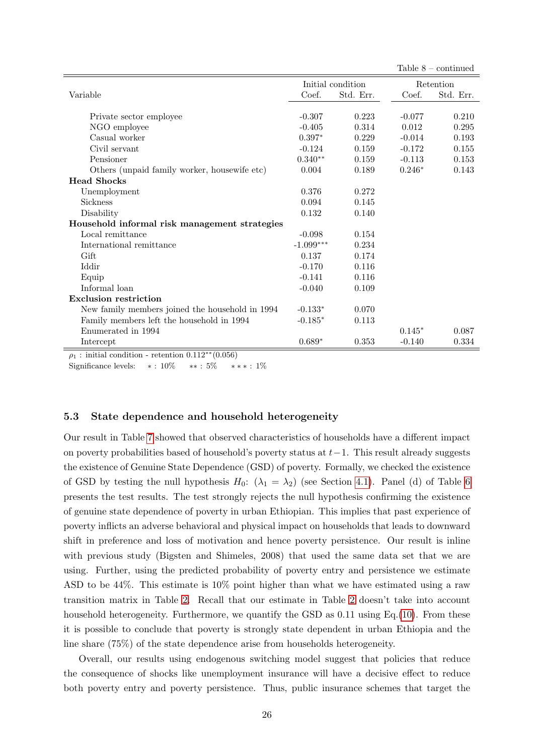Table 8 – continued

| Variable | Initial condition | | Retention | |
|---|---|---|---|---|
| | Coef. | Std. Err. | Coef. | Std. Err. |
| Private sector employee | -0.307 | 0.223 | -0.077 | 0.210 |
| NGO employee | -0.405 | 0.314 | 0.012 | 0.295 |
| Casual worker | 0.397* | 0.229 | -0.014 | 0.193 |
| Civil servant | -0.124 | 0.159 | -0.172 | 0.155 |
| Pensioner | 0.340** | 0.159 | -0.113 | 0.153 |
| Others (unpaid family worker, housewife etc) | 0.004 | 0.189 | 0.246* | 0.143 |
| **Head Shocks** | | | | |
| Unemployment | 0.376 | 0.272 | | |
| Sickness | 0.094 | 0.145 | | |
| Disability | 0.132 | 0.140 | | |
| **Household informal risk management strategies** | | | | |
| Local remittance | -0.098 | 0.154 | | |
| International remittance | -1.099*** | 0.234 | | |
| Gift | 0.137 | 0.174 | | |
| Iddir | -0.170 | 0.116 | | |
| Equip | -0.141 | 0.116 | | |
| Informal loan | -0.040 | 0.109 | | |
| **Exclusion restriction** | | | | |
| New family members joined the household in 1994 | -0.133* | 0.070 | | |
| Family members left the household in 1994 | -0.185* | 0.113 | | |
| Enumerated in 1994 | | | 0.145* | 0.087 |
| Intercept | 0.689* | 0.353 | -0.140 | 0.334 |

$\rho_1$ : initial condition - retention 0.112**(0.056)

Significance levels: * : 10% ** : 5% *** : 1%

### 5.3 State dependence and household heterogeneity

Our result in Table 7 showed that observed characteristics of households have a different impact on poverty probabilities based of household's poverty status at $t-1$. This result already suggests the existence of Genuine State Dependence (GSD) of poverty. Formally, we checked the existence of GSD by testing the null hypothesis $H_0$: $(\lambda_1 = \lambda_2)$ (see Section 4.1). Panel (d) of Table 6 presents the test results. The test strongly rejects the null hypothesis confirming the existence of genuine state dependence of poverty in urban Ethiopian. This implies that past experience of poverty inflicts an adverse behavioral and physical impact on households that leads to downward shift in preference and loss of motivation and hence poverty persistence. Our result is inline with previous study (Bigsten and Shimeles, 2008) that used the same data set that we are using. Further, using the predicted probability of poverty entry and persistence we estimate ASD to be 44%. This estimate is 10% point higher than what we have estimated using a raw transition matrix in Table 2. Recall that our estimate in Table 2 doesn't take into account household heterogeneity. Furthermore, we quantify the GSD as 0.11 using Eq.(10). From these it is possible to conclude that poverty is strongly state dependent in urban Ethiopia and the line share (75%) of the state dependence arise from households heterogeneity.

Overall, our results using endogenous switching model suggest that policies that reduce the consequence of shocks like unemployment insurance will have a decisive effect to reduce both poverty entry and poverty persistence. Thus, public insurance schemes that target the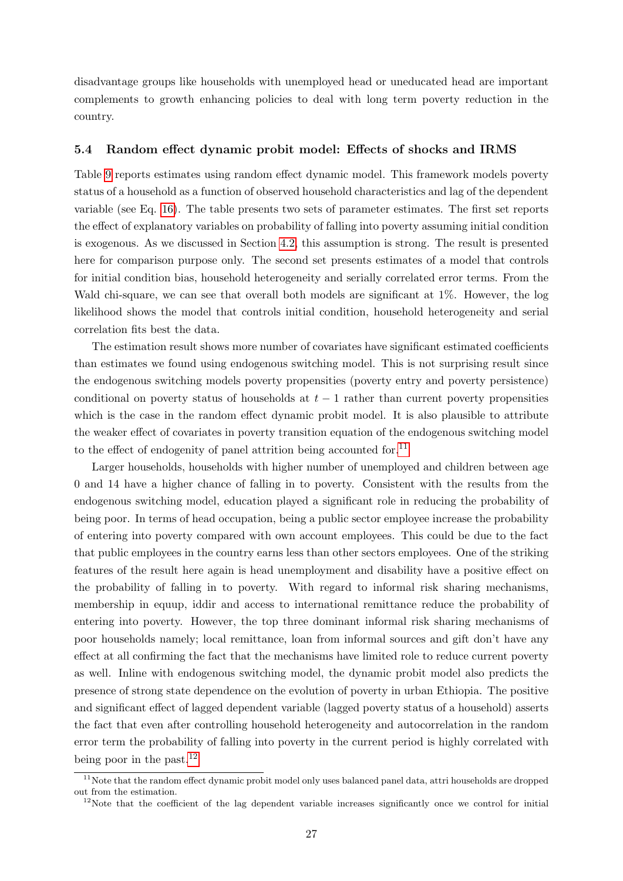disadvantage groups like households with unemployed head or uneducated head are important complements to growth enhancing policies to deal with long term poverty reduction in the country.

### 5.4 Random effect dynamic probit model: Effects of shocks and IRMS

Table 9 reports estimates using random effect dynamic model. This framework models poverty status of a household as a function of observed household characteristics and lag of the dependent variable (see Eq. 16). The table presents two sets of parameter estimates. The first set reports the effect of explanatory variables on probability of falling into poverty assuming initial condition is exogenous. As we discussed in Section 4.2, this assumption is strong. The result is presented here for comparison purpose only. The second set presents estimates of a model that controls for initial condition bias, household heterogeneity and serially correlated error terms. From the Wald chi-square, we can see that overall both models are significant at 1%. However, the log likelihood shows the model that controls initial condition, household heterogeneity and serial correlation fits best the data.

The estimation result shows more number of covariates have significant estimated coefficients than estimates we found using endogenous switching model. This is not surprising result since the endogenous switching models poverty propensities (poverty entry and poverty persistence) conditional on poverty status of households at $t-1$ rather than current poverty propensities which is the case in the random effect dynamic probit model. It is also plausible to attribute the weaker effect of covariates in poverty transition equation of the endogenous switching model to the effect of endogenity of panel attrition being accounted for.[11]

Larger households, households with higher number of unemployed and children between age 0 and 14 have a higher chance of falling in to poverty. Consistent with the results from the endogenous switching model, education played a significant role in reducing the probability of being poor. In terms of head occupation, being a public sector employee increase the probability of entering into poverty compared with own account employees. This could be due to the fact that public employees in the country earns less than other sectors employees. One of the striking features of the result here again is head unemployment and disability have a positive effect on the probability of falling in to poverty. With regard to informal risk sharing mechanisms, membership in equup, iddir and access to international remittance reduce the probability of entering into poverty. However, the top three dominant informal risk sharing mechanisms of poor households namely; local remittance, loan from informal sources and gift don't have any effect at all confirming the fact that the mechanisms have limited role to reduce current poverty as well. Inline with endogenous switching model, the dynamic probit model also predicts the presence of strong state dependence on the evolution of poverty in urban Ethiopia. The positive and significant effect of lagged dependent variable (lagged poverty status of a household) asserts the fact that even after controlling household heterogeneity and autocorrelation in the random error term the probability of falling into poverty in the current period is highly correlated with being poor in the past.[12]

[11] Note that the random effect dynamic probit model only uses balanced panel data, attri households are dropped out from the estimation.

[12] Note that the coefficient of the lag dependent variable increases significantly once we control for initial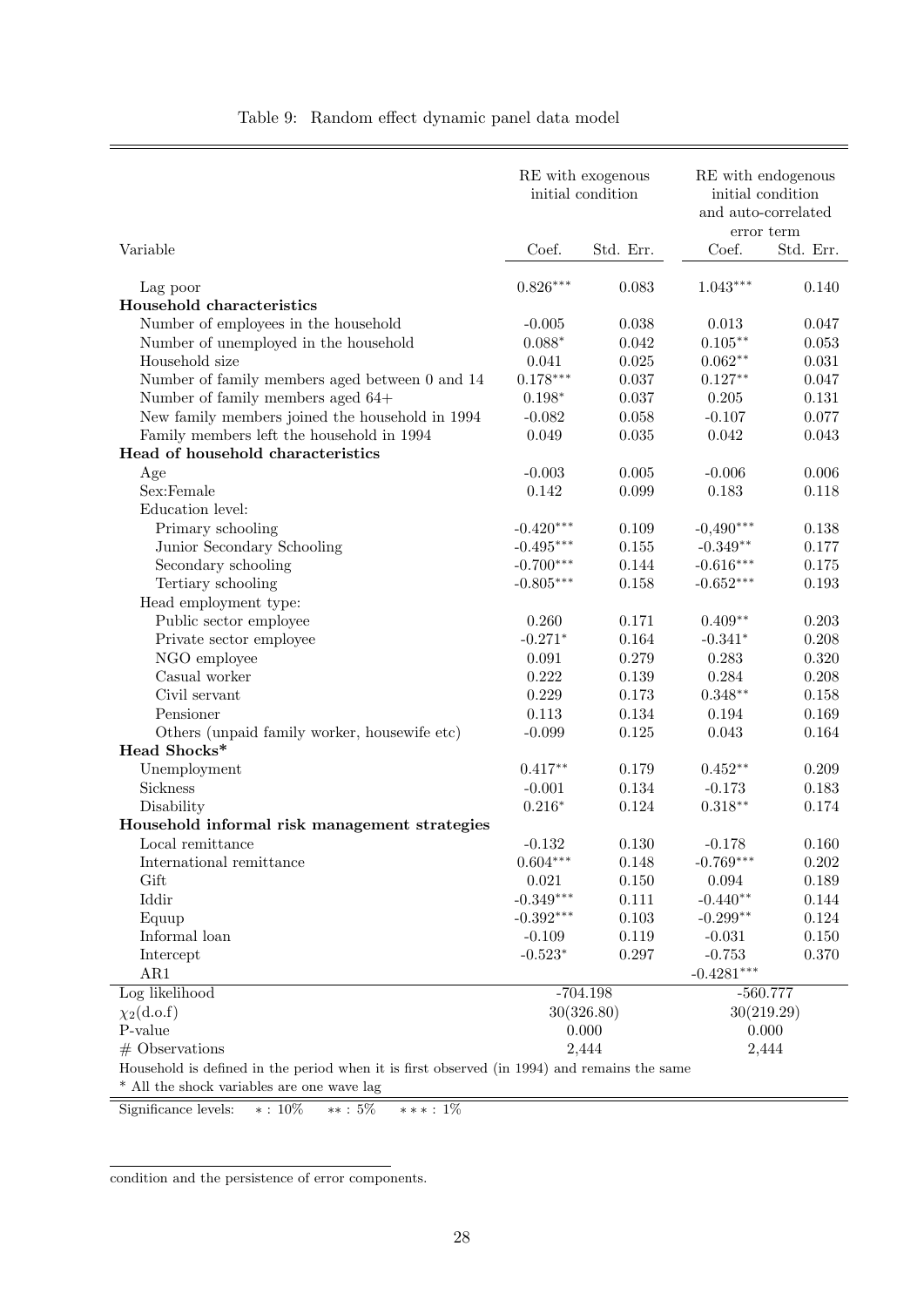Table 9: Random effect dynamic panel data model

| | RE with exogenous initial condition | | RE with endogenous initial condition and auto-correlated error term | |
|---|---|---|---|---|
| Variable | Coef. | Std. Err. | Coef. | Std. Err. |
| Lag poor | $0.826^{***}$ | 0.083 | $1.043^{***}$ | 0.140 |
| **Household characteristics** | | | | |
| Number of employees in the household | -0.005 | 0.038 | 0.013 | 0.047 |
| Number of unemployed in the household | $0.088^{*}$ | 0.042 | $0.105^{**}$ | 0.053 |
| Household size | 0.041 | 0.025 | $0.062^{**}$ | 0.031 |
| Number of family members aged between 0 and 14 | $0.178^{***}$ | 0.037 | $0.127^{**}$ | 0.047 |
| Number of family members aged 64+ | $0.198^{*}$ | 0.037 | 0.205 | 0.131 |
| New family members joined the household in 1994 | -0.082 | 0.058 | -0.107 | 0.077 |
| Family members left the household in 1994 | 0.049 | 0.035 | 0.042 | 0.043 |
| **Head of household characteristics** | | | | |
| Age | -0.003 | 0.005 | -0.006 | 0.006 |
| Sex:Female | 0.142 | 0.099 | 0.183 | 0.118 |
| Education level: | | | | |
| Primary schooling | $-0.420^{***}$ | 0.109 | $-0,490^{***}$ | 0.138 |
| Junior Secondary Schooling | $-0.495^{***}$ | 0.155 | $-0.349^{**}$ | 0.177 |
| Secondary schooling | $-0.700^{***}$ | 0.144 | $-0.616^{***}$ | 0.175 |
| Tertiary schooling | $-0.805^{***}$ | 0.158 | $-0.652^{***}$ | 0.193 |
| Head employment type: | | | | |
| Public sector employee | 0.260 | 0.171 | $0.409^{**}$ | 0.203 |
| Private sector employee | $-0.271^{*}$ | 0.164 | $-0.341^{*}$ | 0.208 |
| NGO employee | 0.091 | 0.279 | 0.283 | 0.320 |
| Casual worker | 0.222 | 0.139 | 0.284 | 0.208 |
| Civil servant | 0.229 | 0.173 | $0.348^{**}$ | 0.158 |
| Pensioner | 0.113 | 0.134 | 0.194 | 0.169 |
| Others (unpaid family worker, housewife etc) | -0.099 | 0.125 | 0.043 | 0.164 |
| **Head Shocks*** | | | | |
| Unemployment | $0.417^{**}$ | 0.179 | $0.452^{**}$ | 0.209 |
| Sickness | -0.001 | 0.134 | -0.173 | 0.183 |
| Disability | $0.216^{*}$ | 0.124 | $0.318^{**}$ | 0.174 |
| **Household informal risk management strategies** | | | | |
| Local remittance | -0.132 | 0.130 | -0.178 | 0.160 |
| International remittance | $0.604^{***}$ | 0.148 | $-0.769^{***}$ | 0.202 |
| Gift | 0.021 | 0.150 | 0.094 | 0.189 |
| Iddir | $-0.349^{***}$ | 0.111 | $-0.440^{**}$ | 0.144 |
| Equup | $-0.392^{***}$ | 0.103 | $-0.299^{**}$ | 0.124 |
| Informal loan | -0.109 | 0.119 | -0.031 | 0.150 |
| Intercept | $-0.523^{*}$ | 0.297 | -0.753 | 0.370 |
| AR1 | | | $-0.4281^{***}$ | |
| Log likelihood | -704.198 | | -560.777 | |
| $\chi_2$(d.o.f) | 30(326.80) | | 30(219.29) | |
| P-value | 0.000 | | 0.000 | |
| # Observations | 2,444 | | 2,444 | |

Household is defined in the period when it is first observed (in 1994) and remains the same

* All the shock variables are one wave lag

Significance levels: $*$ : 10% $**$ : 5% $***$ : 1%

condition and the persistence of error components.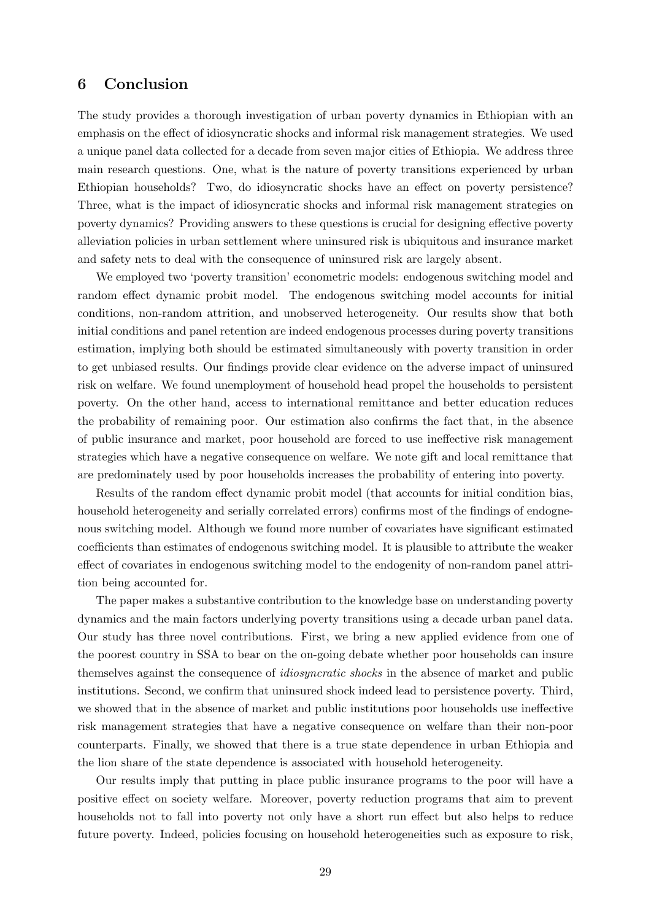## 6 Conclusion

The study provides a thorough investigation of urban poverty dynamics in Ethiopian with an emphasis on the effect of idiosyncratic shocks and informal risk management strategies. We used a unique panel data collected for a decade from seven major cities of Ethiopia. We address three main research questions. One, what is the nature of poverty transitions experienced by urban Ethiopian households? Two, do idiosyncratic shocks have an effect on poverty persistence? Three, what is the impact of idiosyncratic shocks and informal risk management strategies on poverty dynamics? Providing answers to these questions is crucial for designing effective poverty alleviation policies in urban settlement where uninsured risk is ubiquitous and insurance market and safety nets to deal with the consequence of uninsured risk are largely absent.

We employed two 'poverty transition' econometric models: endogenous switching model and random effect dynamic probit model. The endogenous switching model accounts for initial conditions, non-random attrition, and unobserved heterogeneity. Our results show that both initial conditions and panel retention are indeed endogenous processes during poverty transitions estimation, implying both should be estimated simultaneously with poverty transition in order to get unbiased results. Our findings provide clear evidence on the adverse impact of uninsured risk on welfare. We found unemployment of household head propel the households to persistent poverty. On the other hand, access to international remittance and better education reduces the probability of remaining poor. Our estimation also confirms the fact that, in the absence of public insurance and market, poor household are forced to use ineffective risk management strategies which have a negative consequence on welfare. We note gift and local remittance that are predominately used by poor households increases the probability of entering into poverty.

Results of the random effect dynamic probit model (that accounts for initial condition bias, household heterogeneity and serially correlated errors) confirms most of the findings of endogenous switching model. Although we found more number of covariates have significant estimated coefficients than estimates of endogenous switching model. It is plausible to attribute the weaker effect of covariates in endogenous switching model to the endogenity of non-random panel attrition being accounted for.

The paper makes a substantive contribution to the knowledge base on understanding poverty dynamics and the main factors underlying poverty transitions using a decade urban panel data. Our study has three novel contributions. First, we bring a new applied evidence from one of the poorest country in SSA to bear on the on-going debate whether poor households can insure themselves against the consequence of *idiosyncratic shocks* in the absence of market and public institutions. Second, we confirm that uninsured shock indeed lead to persistence poverty. Third, we showed that in the absence of market and public institutions poor households use ineffective risk management strategies that have a negative consequence on welfare than their non-poor counterparts. Finally, we showed that there is a true state dependence in urban Ethiopia and the lion share of the state dependence is associated with household heterogeneity.

Our results imply that putting in place public insurance programs to the poor will have a positive effect on society welfare. Moreover, poverty reduction programs that aim to prevent households not to fall into poverty not only have a short run effect but also helps to reduce future poverty. Indeed, policies focusing on household heterogeneities such as exposure to risk,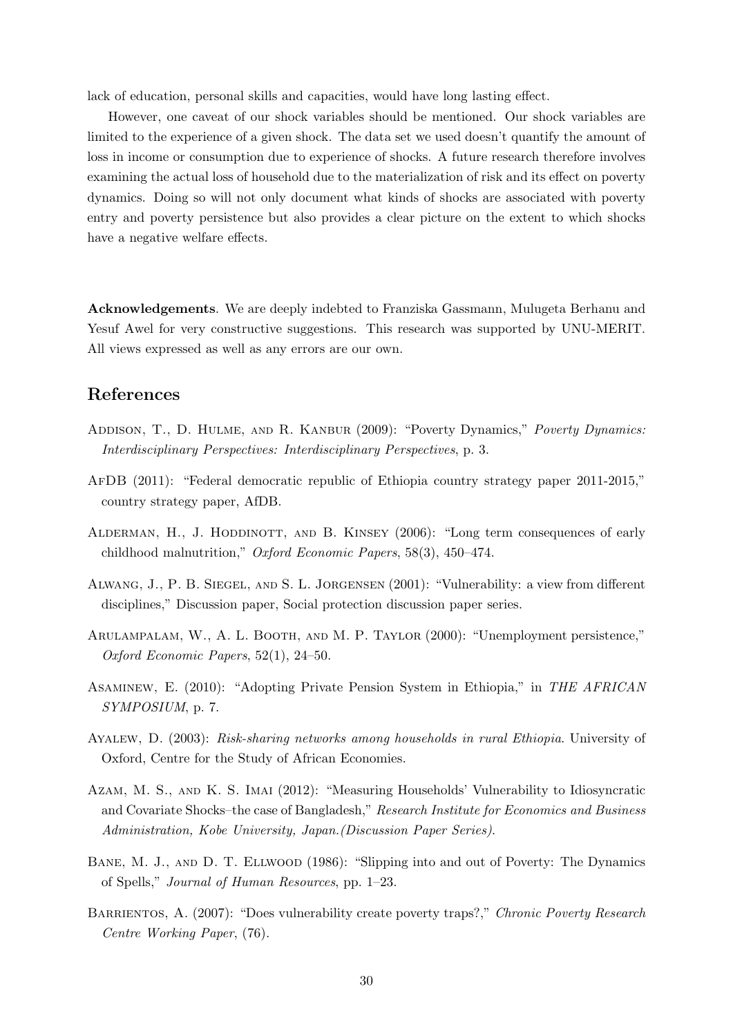lack of education, personal skills and capacities, would have long lasting effect.

However, one caveat of our shock variables should be mentioned. Our shock variables are limited to the experience of a given shock. The data set we used doesn't quantify the amount of loss in income or consumption due to experience of shocks. A future research therefore involves examining the actual loss of household due to the materialization of risk and its effect on poverty dynamics. Doing so will not only document what kinds of shocks are associated with poverty entry and poverty persistence but also provides a clear picture on the extent to which shocks have a negative welfare effects.

**Acknowledgements**. We are deeply indebted to Franziska Gassmann, Mulugeta Berhanu and Yesuf Awel for very constructive suggestions. This research was supported by UNU-MERIT. All views expressed as well as any errors are our own.

## References

Addison, T., D. Hulme, and R. Kanbur (2009): "Poverty Dynamics," *Poverty Dynamics: Interdisciplinary Perspectives: Interdisciplinary Perspectives*, p. 3.

AfDB (2011): "Federal democratic republic of Ethiopia country strategy paper 2011-2015," country strategy paper, AfDB.

Alderman, H., J. Hoddinott, and B. Kinsey (2006): "Long term consequences of early childhood malnutrition," *Oxford Economic Papers*, 58(3), 450–474.

Alwang, J., P. B. Siegel, and S. L. Jorgensen (2001): "Vulnerability: a view from different disciplines," Discussion paper, Social protection discussion paper series.

Arulampalam, W., A. L. Booth, and M. P. Taylor (2000): "Unemployment persistence," *Oxford Economic Papers*, 52(1), 24–50.

Asaminew, E. (2010): "Adopting Private Pension System in Ethiopia," in *THE AFRICAN SYMPOSIUM*, p. 7.

Ayalew, D. (2003): *Risk-sharing networks among households in rural Ethiopia*. University of Oxford, Centre for the Study of African Economies.

Azam, M. S., and K. S. Imai (2012): "Measuring Households' Vulnerability to Idiosyncratic and Covariate Shocks–the case of Bangladesh," *Research Institute for Economics and Business Administration, Kobe University, Japan.(Discussion Paper Series)*.

Bane, M. J., and D. T. Ellwood (1986): "Slipping into and out of Poverty: The Dynamics of Spells," *Journal of Human Resources*, pp. 1–23.

Barrientos, A. (2007): "Does vulnerability create poverty traps?," *Chronic Poverty Research Centre Working Paper*, (76).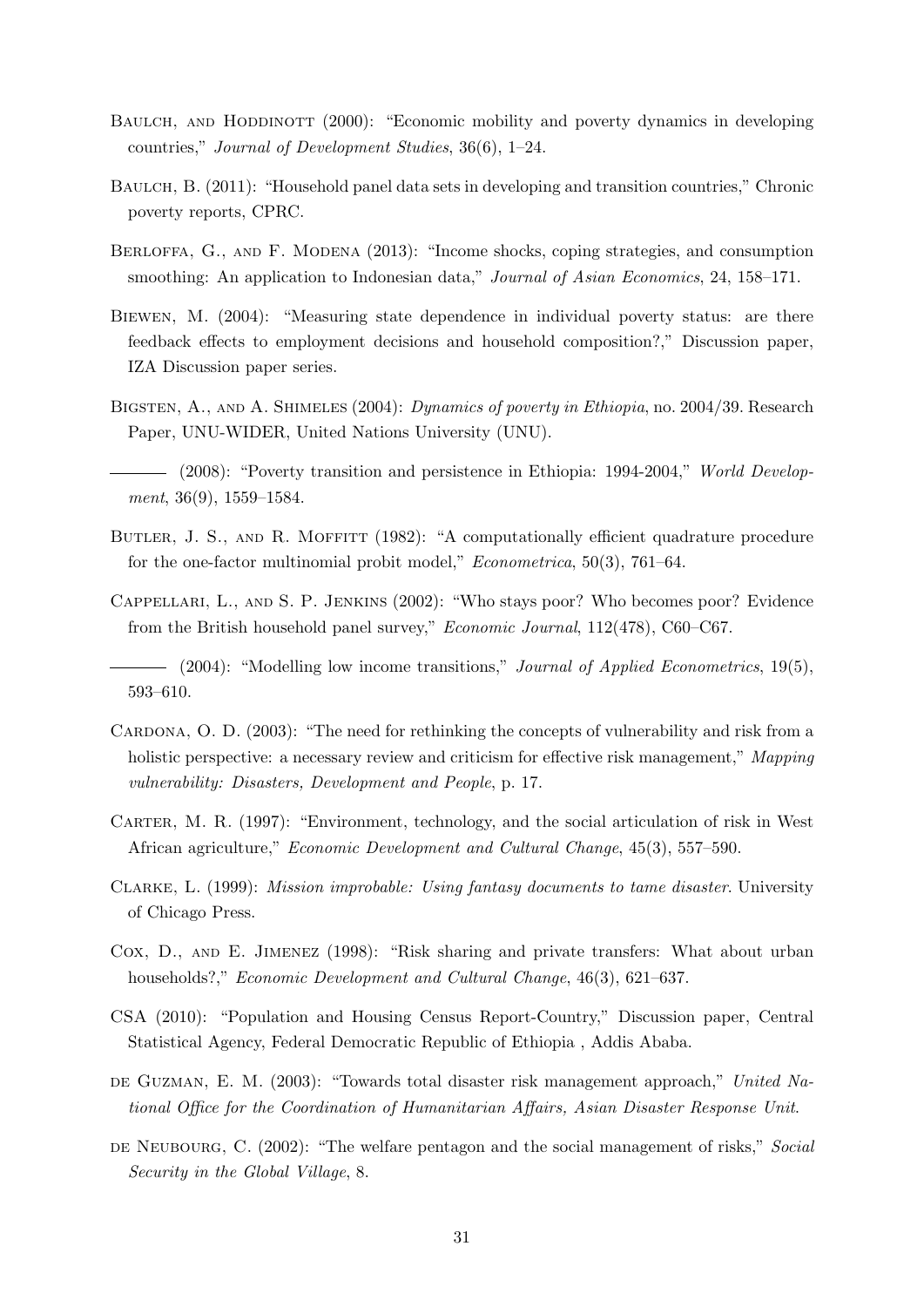Baulch, and Hoddinott (2000): "Economic mobility and poverty dynamics in developing countries," *Journal of Development Studies*, 36(6), 1–24.

Baulch, B. (2011): "Household panel data sets in developing and transition countries," Chronic poverty reports, CPRC.

Berloffa, G., and F. Modena (2013): "Income shocks, coping strategies, and consumption smoothing: An application to Indonesian data," *Journal of Asian Economics*, 24, 158–171.

Biewen, M. (2004): "Measuring state dependence in individual poverty status: are there feedback effects to employment decisions and household composition?," Discussion paper, IZA Discussion paper series.

Bigsten, A., and A. Shimeles (2004): *Dynamics of poverty in Ethiopia*, no. 2004/39. Research Paper, UNU-WIDER, United Nations University (UNU).

——— (2008): "Poverty transition and persistence in Ethiopia: 1994-2004," *World Development*, 36(9), 1559–1584.

Butler, J. S., and R. Moffitt (1982): "A computationally efficient quadrature procedure for the one-factor multinomial probit model," *Econometrica*, 50(3), 761–64.

Cappellari, L., and S. P. Jenkins (2002): "Who stays poor? Who becomes poor? Evidence from the British household panel survey," *Economic Journal*, 112(478), C60–C67.

——— (2004): "Modelling low income transitions," *Journal of Applied Econometrics*, 19(5), 593–610.

Cardona, O. D. (2003): "The need for rethinking the concepts of vulnerability and risk from a holistic perspective: a necessary review and criticism for effective risk management," *Mapping vulnerability: Disasters, Development and People*, p. 17.

Carter, M. R. (1997): "Environment, technology, and the social articulation of risk in West African agriculture," *Economic Development and Cultural Change*, 45(3), 557–590.

Clarke, L. (1999): *Mission improbable: Using fantasy documents to tame disaster*. University of Chicago Press.

Cox, D., and E. Jimenez (1998): "Risk sharing and private transfers: What about urban households?," *Economic Development and Cultural Change*, 46(3), 621–637.

CSA (2010): "Population and Housing Census Report-Country," Discussion paper, Central Statistical Agency, Federal Democratic Republic of Ethiopia , Addis Ababa.

de Guzman, E. M. (2003): "Towards total disaster risk management approach," *United National Office for the Coordination of Humanitarian Affairs, Asian Disaster Response Unit*.

de Neubourg, C. (2002): "The welfare pentagon and the social management of risks," *Social Security in the Global Village*, 8.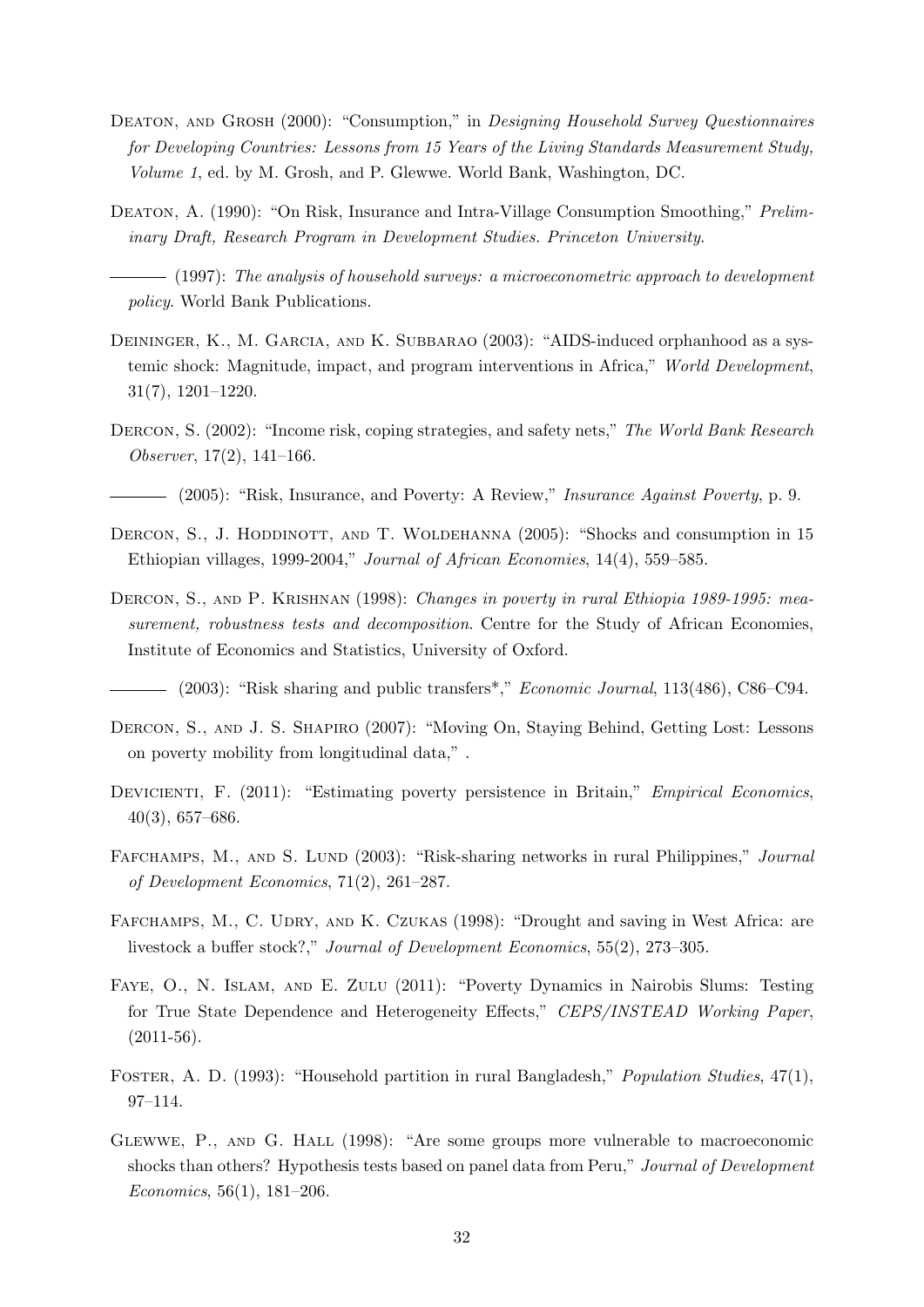Deaton, and Grosh (2000): "Consumption," in *Designing Household Survey Questionnaires for Developing Countries: Lessons from 15 Years of the Living Standards Measurement Study, Volume 1*, ed. by M. Grosh, and P. Glewwe. World Bank, Washington, DC.

Deaton, A. (1990): "On Risk, Insurance and Intra-Village Consumption Smoothing," *Preliminary Draft, Research Program in Development Studies. Princeton University*.

——— (1997): *The analysis of household surveys: a microeconometric approach to development policy*. World Bank Publications.

Deininger, K., M. Garcia, and K. Subbarao (2003): "AIDS-induced orphanhood as a systemic shock: Magnitude, impact, and program interventions in Africa," *World Development*, 31(7), 1201–1220.

Dercon, S. (2002): "Income risk, coping strategies, and safety nets," *The World Bank Research Observer*, 17(2), 141–166.

——— (2005): "Risk, Insurance, and Poverty: A Review," *Insurance Against Poverty*, p. 9.

Dercon, S., J. Hoddinott, and T. Woldehanna (2005): "Shocks and consumption in 15 Ethiopian villages, 1999-2004," *Journal of African Economies*, 14(4), 559–585.

Dercon, S., and P. Krishnan (1998): *Changes in poverty in rural Ethiopia 1989-1995: measurement, robustness tests and decomposition*. Centre for the Study of African Economies, Institute of Economics and Statistics, University of Oxford.

——— (2003): "Risk sharing and public transfers*," *Economic Journal*, 113(486), C86–C94.

Dercon, S., and J. S. Shapiro (2007): "Moving On, Staying Behind, Getting Lost: Lessons on poverty mobility from longitudinal data," .

Devicienti, F. (2011): "Estimating poverty persistence in Britain," *Empirical Economics*, 40(3), 657–686.

Fafchamps, M., and S. Lund (2003): "Risk-sharing networks in rural Philippines," *Journal of Development Economics*, 71(2), 261–287.

Fafchamps, M., C. Udry, and K. Czukas (1998): "Drought and saving in West Africa: are livestock a buffer stock?," *Journal of Development Economics*, 55(2), 273–305.

Faye, O., N. Islam, and E. Zulu (2011): "Poverty Dynamics in Nairobis Slums: Testing for True State Dependence and Heterogeneity Effects," *CEPS/INSTEAD Working Paper*, (2011-56).

Foster, A. D. (1993): "Household partition in rural Bangladesh," *Population Studies*, 47(1), 97–114.

Glewwe, P., and G. Hall (1998): "Are some groups more vulnerable to macroeconomic shocks than others? Hypothesis tests based on panel data from Peru," *Journal of Development Economics*, 56(1), 181–206.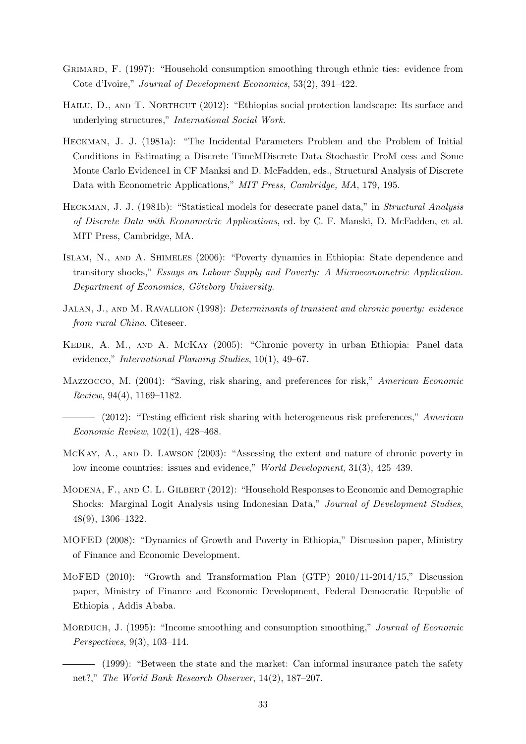Grimard, F. (1997): "Household consumption smoothing through ethnic ties: evidence from Cote d'Ivoire," *Journal of Development Economics*, 53(2), 391–422.

Hailu, D., and T. Northcut (2012): "Ethiopias social protection landscape: Its surface and underlying structures," *International Social Work*.

Heckman, J. J. (1981a): "The Incidental Parameters Problem and the Problem of Initial Conditions in Estimating a Discrete TimeMDiscrete Data Stochastic ProM cess and Some Monte Carlo Evidence1 in CF Manksi and D. McFadden, eds., Structural Analysis of Discrete Data with Econometric Applications," *MIT Press, Cambridge, MA*, 179, 195.

Heckman, J. J. (1981b): "Statistical models for desecrate panel data," in *Structural Analysis of Discrete Data with Econometric Applications*, ed. by C. F. Manski, D. McFadden, et al. MIT Press, Cambridge, MA.

Islam, N., and A. Shimeles (2006): "Poverty dynamics in Ethiopia: State dependence and transitory shocks," *Essays on Labour Supply and Poverty: A Microeconometric Application. Department of Economics, Göteborg University*.

Jalan, J., and M. Ravallion (1998): *Determinants of transient and chronic poverty: evidence from rural China*. Citeseer.

Kedir, A. M., and A. McKay (2005): "Chronic poverty in urban Ethiopia: Panel data evidence," *International Planning Studies*, 10(1), 49–67.

Mazzocco, M. (2004): "Saving, risk sharing, and preferences for risk," *American Economic Review*, 94(4), 1169–1182.

——— (2012): "Testing efficient risk sharing with heterogeneous risk preferences," *American Economic Review*, 102(1), 428–468.

McKay, A., and D. Lawson (2003): "Assessing the extent and nature of chronic poverty in low income countries: issues and evidence," *World Development*, 31(3), 425–439.

Modena, F., and C. L. Gilbert (2012): "Household Responses to Economic and Demographic Shocks: Marginal Logit Analysis using Indonesian Data," *Journal of Development Studies*, 48(9), 1306–1322.

MOFED (2008): "Dynamics of Growth and Poverty in Ethiopia," Discussion paper, Ministry of Finance and Economic Development.

MoFED (2010): "Growth and Transformation Plan (GTP) 2010/11-2014/15," Discussion paper, Ministry of Finance and Economic Development, Federal Democratic Republic of Ethiopia , Addis Ababa.

Morduch, J. (1995): "Income smoothing and consumption smoothing," *Journal of Economic Perspectives*, 9(3), 103–114.

——— (1999): "Between the state and the market: Can informal insurance patch the safety net?," *The World Bank Research Observer*, 14(2), 187–207.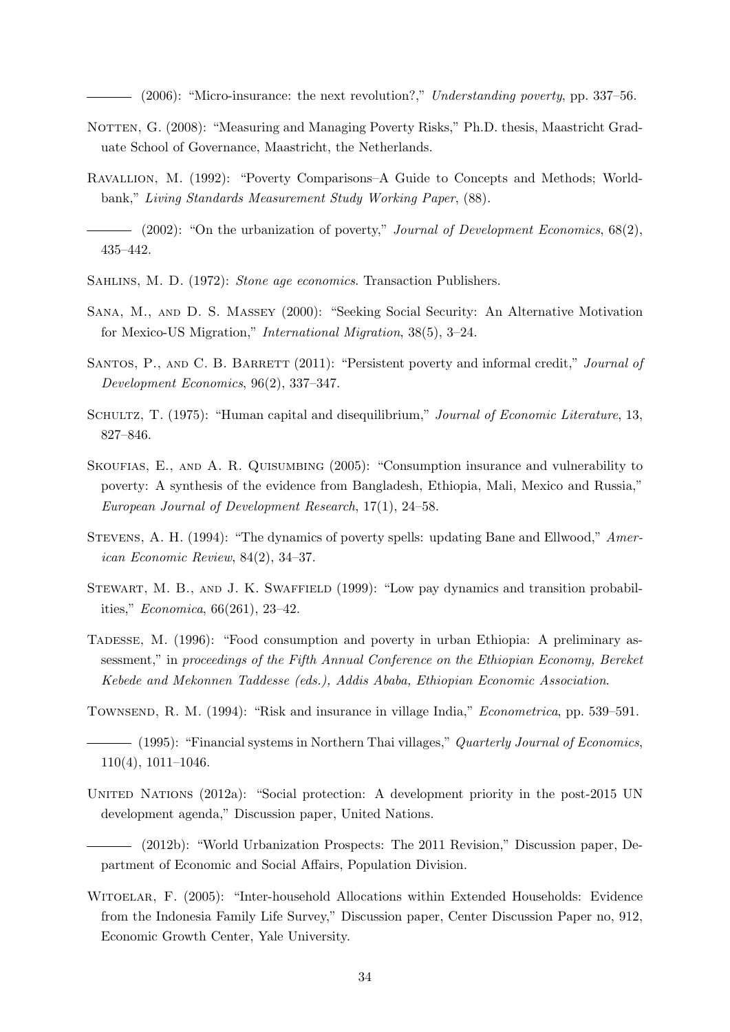——— (2006): "Micro-insurance: the next revolution?," *Understanding poverty*, pp. 337–56.

Notten, G. (2008): "Measuring and Managing Poverty Risks," Ph.D. thesis, Maastricht Graduate School of Governance, Maastricht, the Netherlands.

Ravallion, M. (1992): "Poverty Comparisons–A Guide to Concepts and Methods; Worldbank," *Living Standards Measurement Study Working Paper*, (88).

——— (2002): "On the urbanization of poverty," *Journal of Development Economics*, 68(2), 435–442.

Sahlins, M. D. (1972): *Stone age economics*. Transaction Publishers.

Sana, M., and D. S. Massey (2000): "Seeking Social Security: An Alternative Motivation for Mexico-US Migration," *International Migration*, 38(5), 3–24.

Santos, P., and C. B. Barrett (2011): "Persistent poverty and informal credit," *Journal of Development Economics*, 96(2), 337–347.

Schultz, T. (1975): "Human capital and disequilibrium," *Journal of Economic Literature*, 13, 827–846.

Skoufias, E., and A. R. Quisumbing (2005): "Consumption insurance and vulnerability to poverty: A synthesis of the evidence from Bangladesh, Ethiopia, Mali, Mexico and Russia," *European Journal of Development Research*, 17(1), 24–58.

Stevens, A. H. (1994): "The dynamics of poverty spells: updating Bane and Ellwood," *American Economic Review*, 84(2), 34–37.

Stewart, M. B., and J. K. Swaffield (1999): "Low pay dynamics and transition probabilities," *Economica*, 66(261), 23–42.

Tadesse, M. (1996): "Food consumption and poverty in urban Ethiopia: A preliminary assessment," in *proceedings of the Fifth Annual Conference on the Ethiopian Economy, Bereket Kebede and Mekonnen Taddesse (eds.), Addis Ababa, Ethiopian Economic Association*.

Townsend, R. M. (1994): "Risk and insurance in village India," *Econometrica*, pp. 539–591.

——— (1995): "Financial systems in Northern Thai villages," *Quarterly Journal of Economics*, 110(4), 1011–1046.

United Nations (2012a): "Social protection: A development priority in the post-2015 UN development agenda," Discussion paper, United Nations.

——— (2012b): "World Urbanization Prospects: The 2011 Revision," Discussion paper, Department of Economic and Social Affairs, Population Division.

Witoelar, F. (2005): "Inter-household Allocations within Extended Households: Evidence from the Indonesia Family Life Survey," Discussion paper, Center Discussion Paper no, 912, Economic Growth Center, Yale University.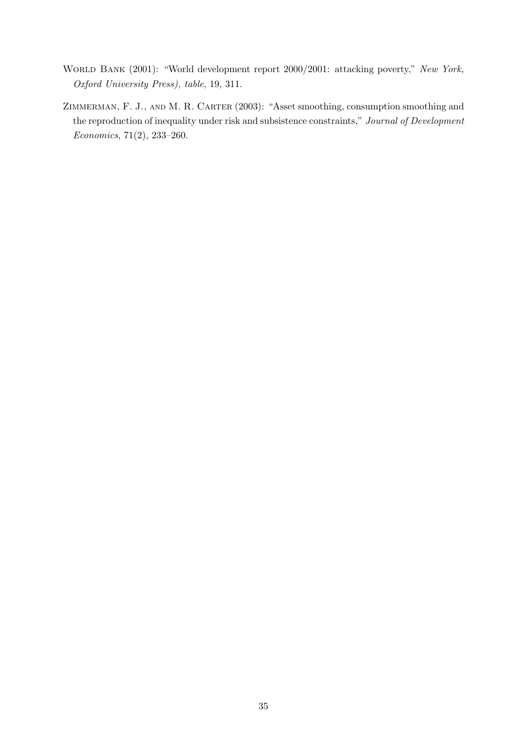World Bank (2001): "World development report 2000/2001: attacking poverty," *New York, Oxford University Press), table*, 19, 311.

Zimmerman, F. J., and M. R. Carter (2003): "Asset smoothing, consumption smoothing and the reproduction of inequality under risk and subsistence constraints," *Journal of Development Economics*, 71(2), 233–260.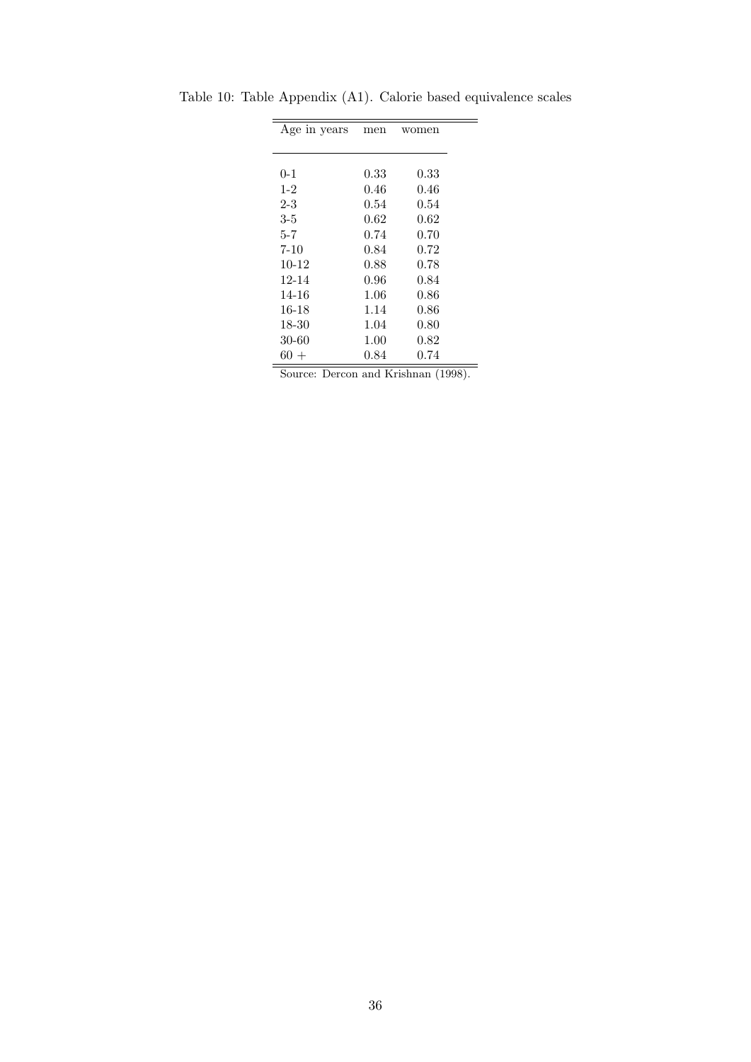Table 10: Table Appendix (A1). Calorie based equivalence scales

| Age in years | men | women |
|---|---|---|
| 0-1 | 0.33 | 0.33 |
| 1-2 | 0.46 | 0.46 |
| 2-3 | 0.54 | 0.54 |
| 3-5 | 0.62 | 0.62 |
| 5-7 | 0.74 | 0.70 |
| 7-10 | 0.84 | 0.72 |
| 10-12 | 0.88 | 0.78 |
| 12-14 | 0.96 | 0.84 |
| 14-16 | 1.06 | 0.86 |
| 16-18 | 1.14 | 0.86 |
| 18-30 | 1.04 | 0.80 |
| 30-60 | 1.00 | 0.82 |
| 60 + | 0.84 | 0.74 |

Source: Dercon and Krishnan (1998).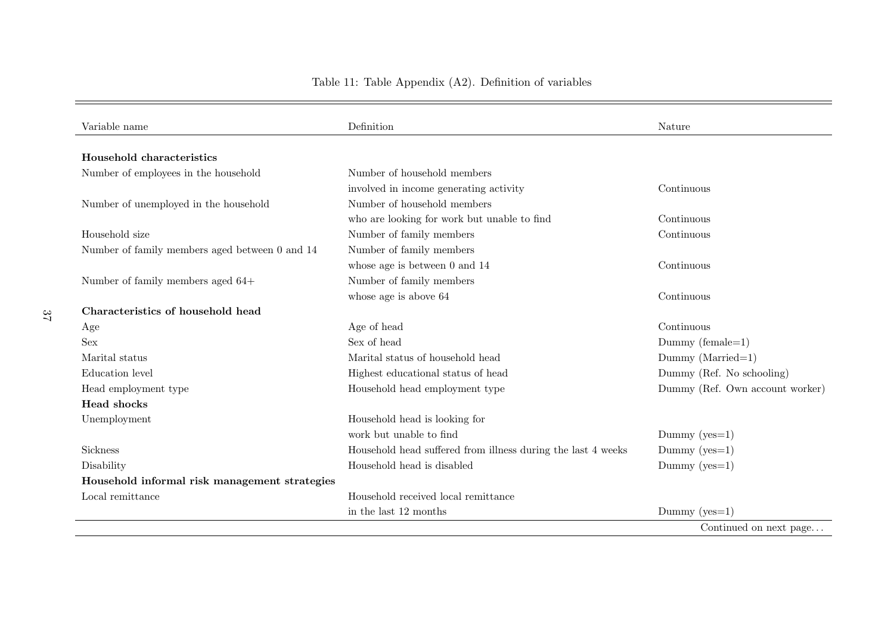Table 11: Table Appendix (A2). Definition of variables

| Variable name | Definition | Nature |
|---|---|---|
| **Household characteristics** | | |
| Number of employees in the household | Number of household members involved in income generating activity | Continuous |
| Number of unemployed in the household | Number of household members who are looking for work but unable to find | Continuous |
| Household size | Number of family members | Continuous |
| Number of family members aged between 0 and 14 | Number of family members whose age is between 0 and 14 | Continuous |
| Number of family members aged 64+ | Number of family members whose age is above 64 | Continuous |
| **Characteristics of household head** | | |
| Age | Age of head | Continuous |
| Sex | Sex of head | Dummy (female=1) |
| Marital status | Marital status of household head | Dummy (Married=1) |
| Education level | Highest educational status of head | Dummy (Ref. No schooling) |
| Head employment type | Household head employment type | Dummy (Ref. Own account worker) |
| **Head shocks** | | |
| Unemployment | Household head is looking for work but unable to find | Dummy (yes=1) |
| Sickness | Household head suffered from illness during the last 4 weeks | Dummy (yes=1) |
| Disability | Household head is disabled | Dummy (yes=1) |
| **Household informal risk management strategies** | | |
| Local remittance | Household received local remittance in the last 12 months | Dummy (yes=1) |

Continued on next page...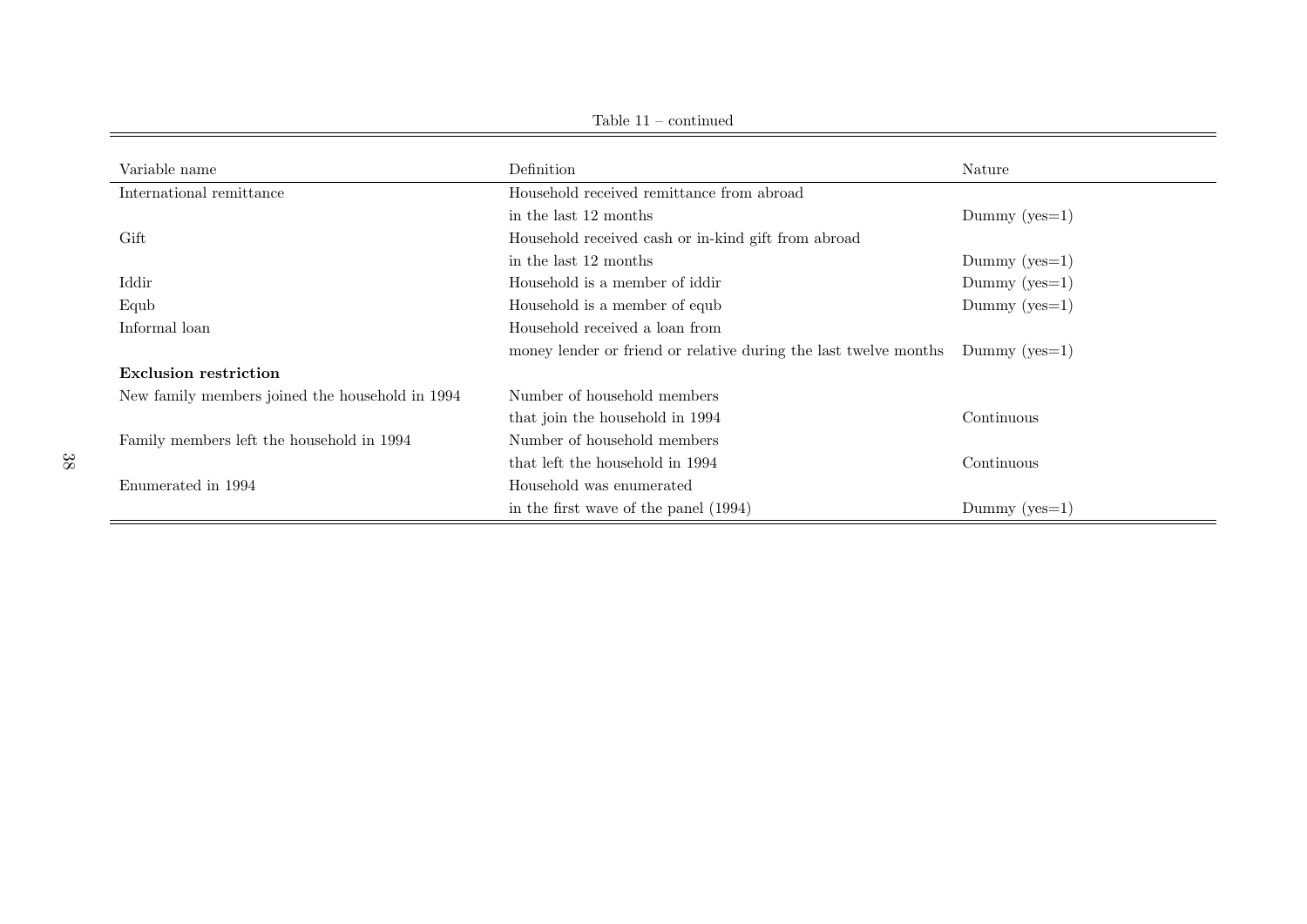Table 11 – continued

| Variable name | Definition | Nature |
|---|---|---|
| International remittance | Household received remittance from abroad in the last 12 months | Dummy (yes=1) |
| Gift | Household received cash or in-kind gift from abroad in the last 12 months | Dummy (yes=1) |
| Iddir | Household is a member of iddir | Dummy (yes=1) |
| Equb | Household is a member of equb | Dummy (yes=1) |
| Informal loan | Household received a loan from money lender or friend or relative during the last twelve months | Dummy (yes=1) |
| **Exclusion restriction** | | |
| New family members joined the household in 1994 | Number of household members that join the household in 1994 | Continuous |
| Family members left the household in 1994 | Number of household members that left the household in 1994 | Continuous |
| Enumerated in 1994 | Household was enumerated in the first wave of the panel (1994) | Dummy (yes=1) |